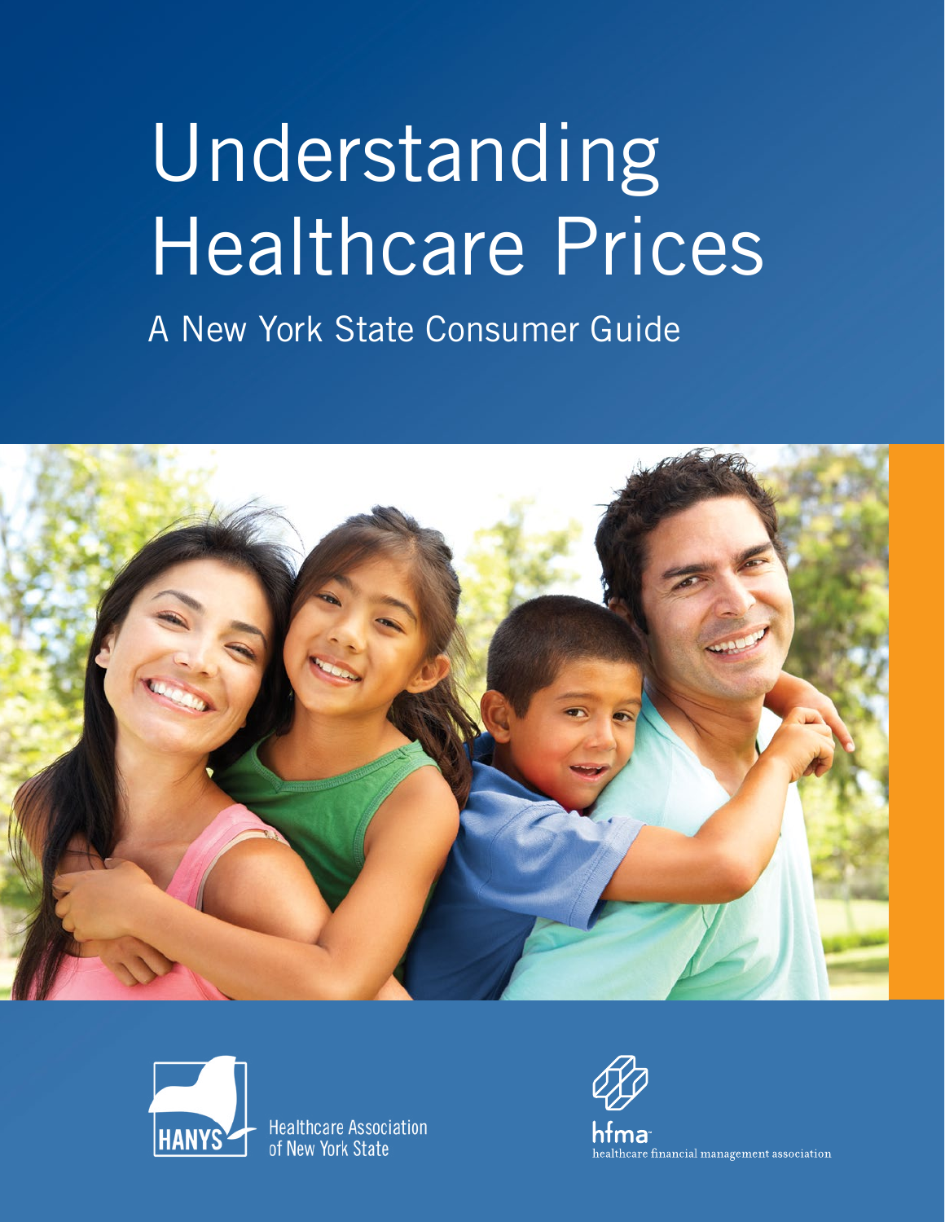# Understanding Healthcare Prices

## A New York State Consumer Guide

HANYS Healthcare Association of New York State

hfma healthcare financial management association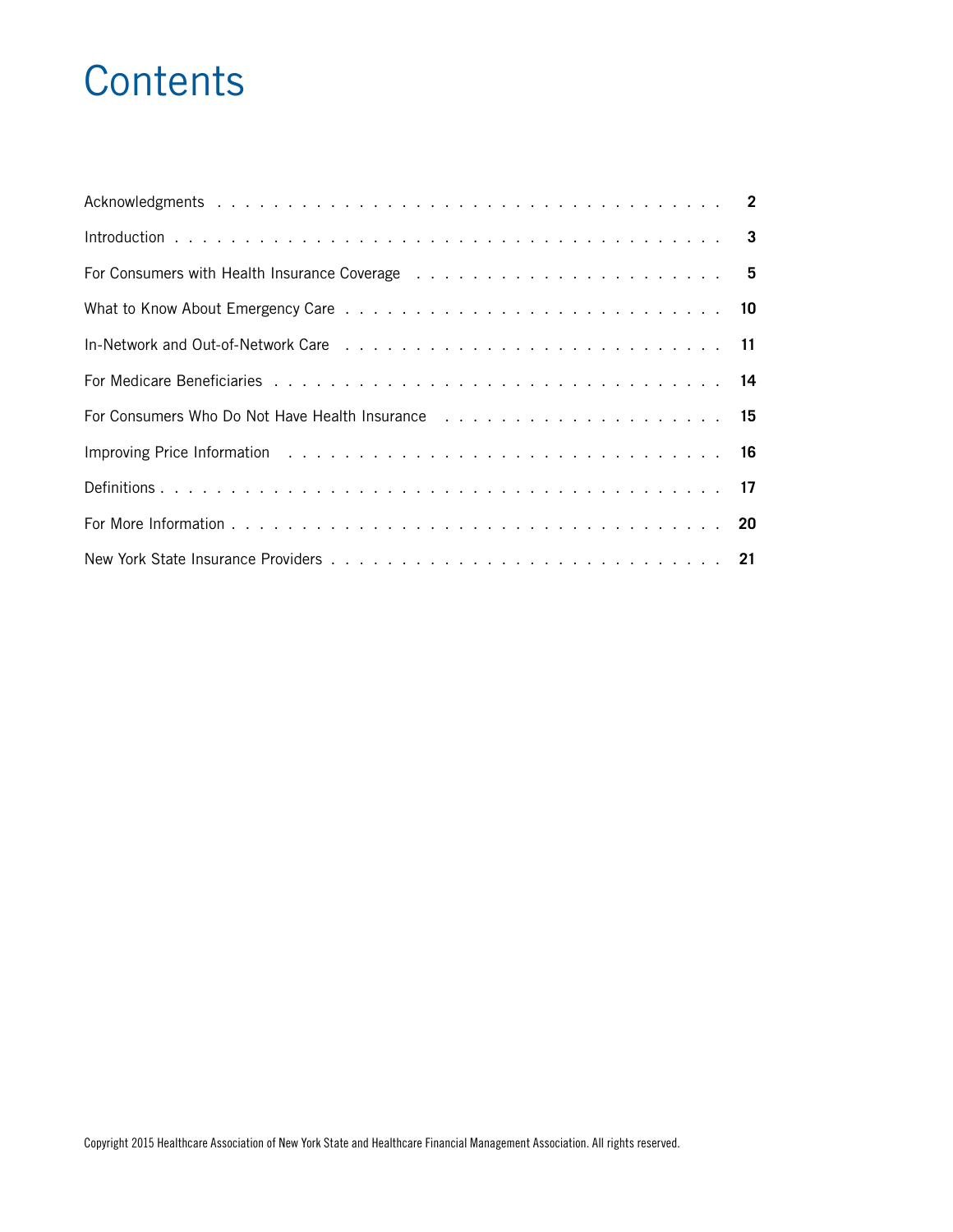# Contents

| | |
|---|---|
| Acknowledgments | 2 |
| Introduction | 3 |
| For Consumers with Health Insurance Coverage | 5 |
| What to Know About Emergency Care | 10 |
| In-Network and Out-of-Network Care | 11 |
| For Medicare Beneficiaries | 14 |
| For Consumers Who Do Not Have Health Insurance | 15 |
| Improving Price Information | 16 |
| Definitions | 17 |
| For More Information | 20 |
| New York State Insurance Providers | 21 |

Copyright 2015 Healthcare Association of New York State and Healthcare Financial Management Association. All rights reserved.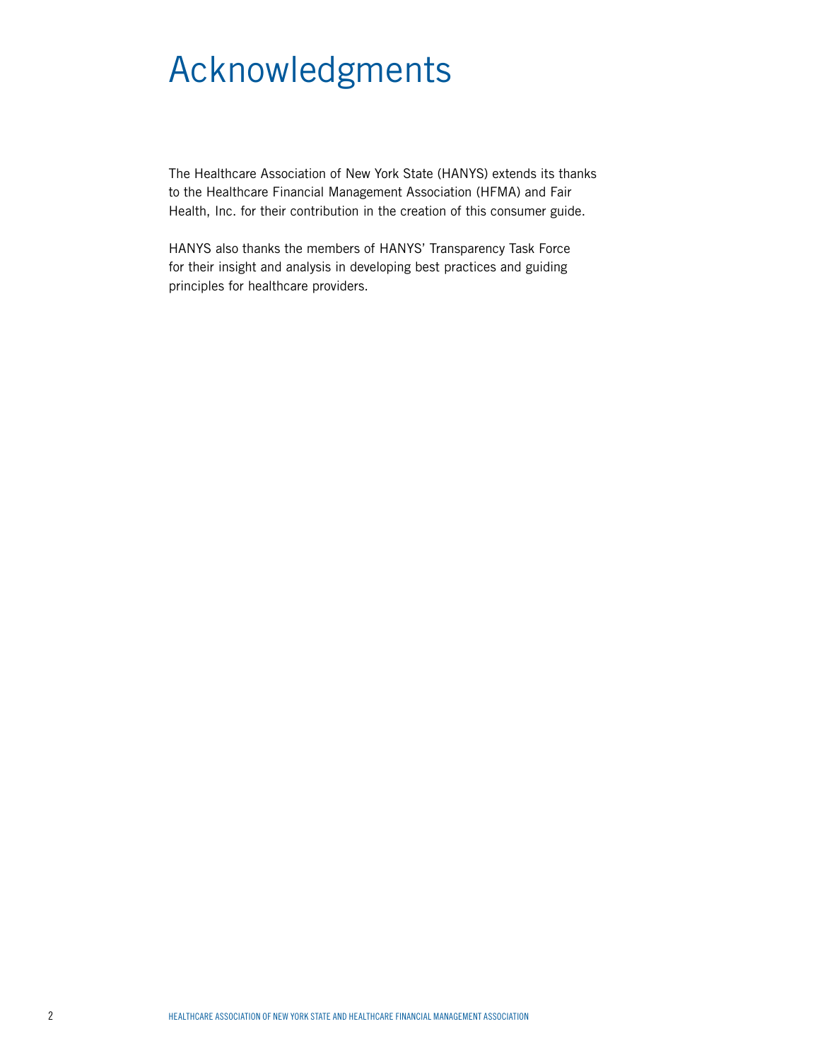# Acknowledgments

The Healthcare Association of New York State (HANYS) extends its thanks to the Healthcare Financial Management Association (HFMA) and Fair Health, Inc. for their contribution in the creation of this consumer guide.

HANYS also thanks the members of HANYS' Transparency Task Force for their insight and analysis in developing best practices and guiding principles for healthcare providers.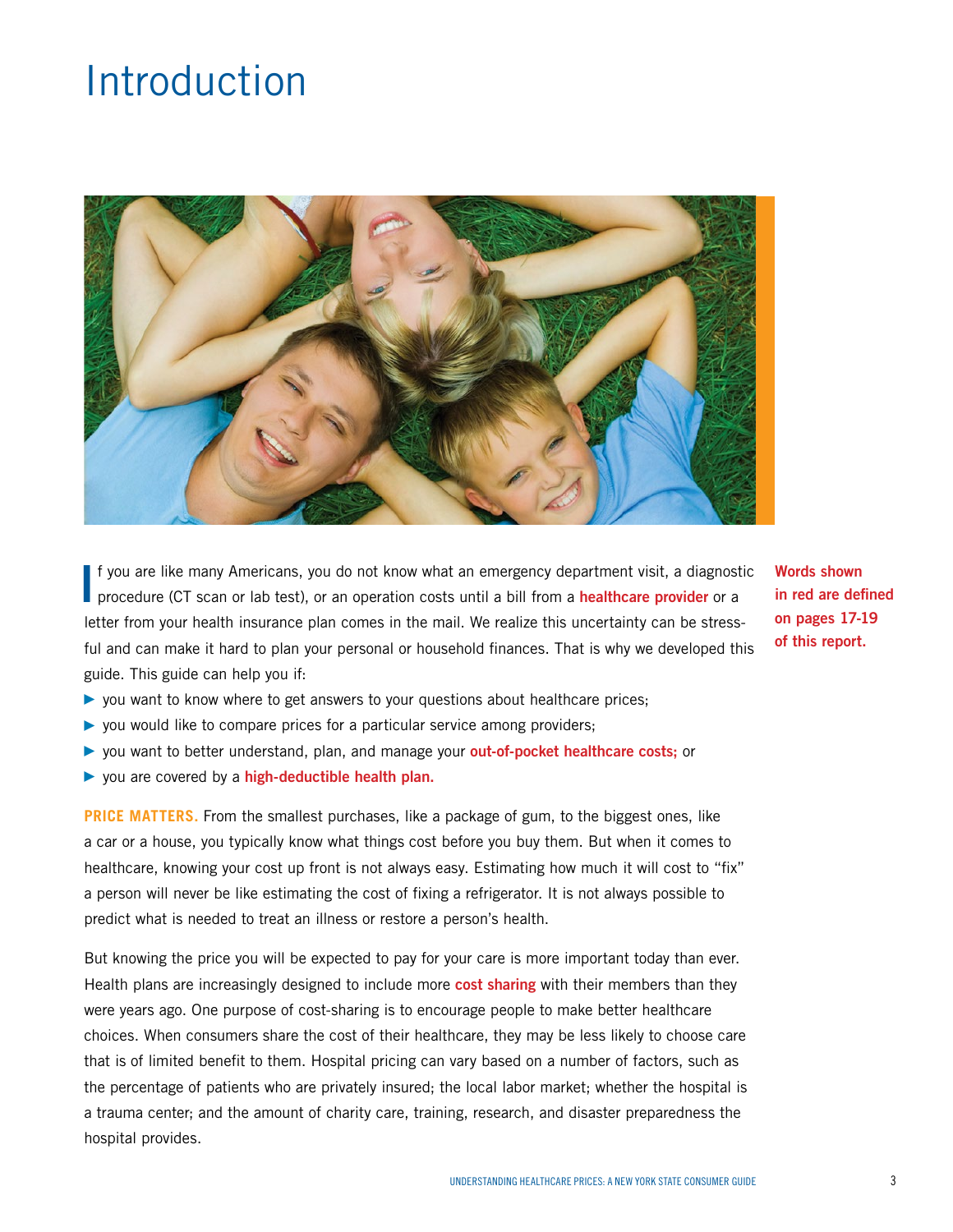# Introduction

If you are like many Americans, you do not know what an emergency department visit, a diagnostic procedure (CT scan or lab test), or an operation costs until a bill from a **healthcare provider** or a letter from your health insurance plan comes in the mail. We realize this uncertainty can be stressful and can make it hard to plan your personal or household finances. That is why we developed this guide. This guide can help you if:

- you want to know where to get answers to your questions about healthcare prices;
- you would like to compare prices for a particular service among providers;
- you want to better understand, plan, and manage your **out-of-pocket healthcare costs;** or
- you are covered by a **high-deductible health plan.**

**Words shown in red are defined on pages 17-19 of this report.**

**PRICE MATTERS.** From the smallest purchases, like a package of gum, to the biggest ones, like a car or a house, you typically know what things cost before you buy them. But when it comes to healthcare, knowing your cost up front is not always easy. Estimating how much it will cost to "fix" a person will never be like estimating the cost of fixing a refrigerator. It is not always possible to predict what is needed to treat an illness or restore a person's health.

But knowing the price you will be expected to pay for your care is more important today than ever. Health plans are increasingly designed to include more **cost sharing** with their members than they were years ago. One purpose of cost-sharing is to encourage people to make better healthcare choices. When consumers share the cost of their healthcare, they may be less likely to choose care that is of limited benefit to them. Hospital pricing can vary based on a number of factors, such as the percentage of patients who are privately insured; the local labor market; whether the hospital is a trauma center; and the amount of charity care, training, research, and disaster preparedness the hospital provides.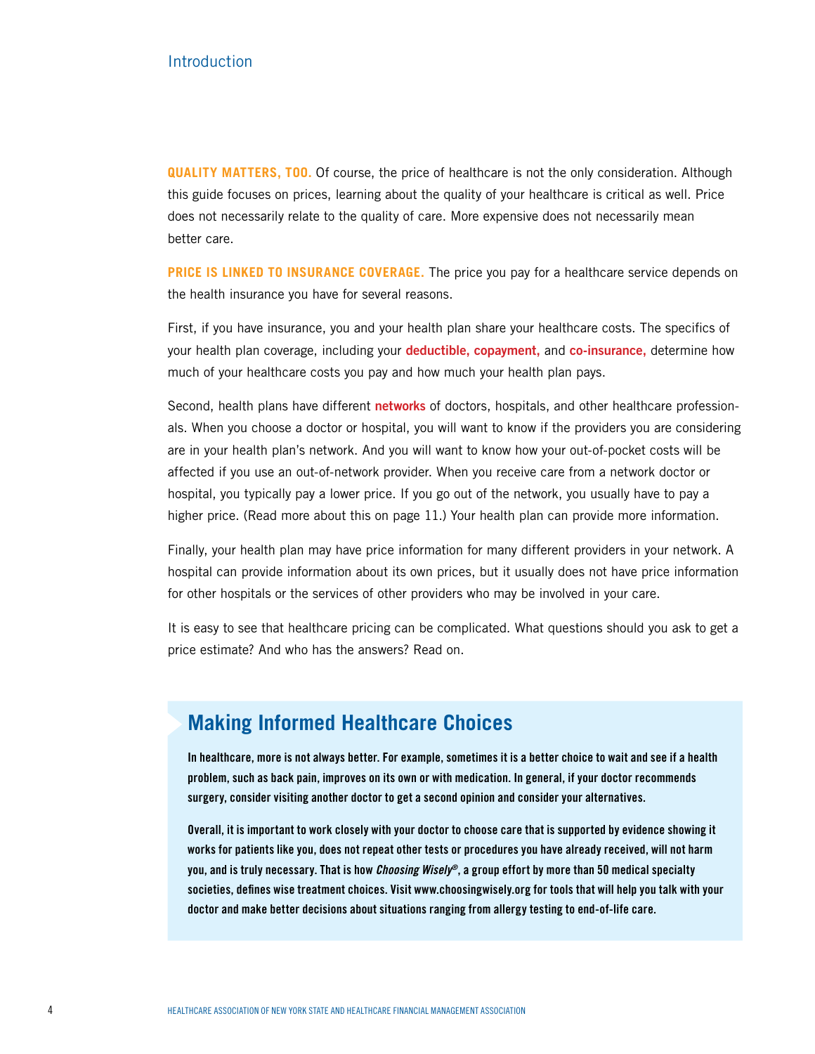**QUALITY MATTERS, TOO.** Of course, the price of healthcare is not the only consideration. Although this guide focuses on prices, learning about the quality of your healthcare is critical as well. Price does not necessarily relate to the quality of care. More expensive does not necessarily mean better care.

**PRICE IS LINKED TO INSURANCE COVERAGE.** The price you pay for a healthcare service depends on the health insurance you have for several reasons.

First, if you have insurance, you and your health plan share your healthcare costs. The specifics of your health plan coverage, including your **deductible, copayment,** and **co-insurance,** determine how much of your healthcare costs you pay and how much your health plan pays.

Second, health plans have different **networks** of doctors, hospitals, and other healthcare professionals. When you choose a doctor or hospital, you will want to know if the providers you are considering are in your health plan's network. And you will want to know how your out-of-pocket costs will be affected if you use an out-of-network provider. When you receive care from a network doctor or hospital, you typically pay a lower price. If you go out of the network, you usually have to pay a higher price. (Read more about this on page 11.) Your health plan can provide more information.

Finally, your health plan may have price information for many different providers in your network. A hospital can provide information about its own prices, but it usually does not have price information for other hospitals or the services of other providers who may be involved in your care.

It is easy to see that healthcare pricing can be complicated. What questions should you ask to get a price estimate? And who has the answers? Read on.

## Making Informed Healthcare Choices

**In healthcare, more is not always better. For example, sometimes it is a better choice to wait and see if a health problem, such as back pain, improves on its own or with medication. In general, if your doctor recommends surgery, consider visiting another doctor to get a second opinion and consider your alternatives.**

**Overall, it is important to work closely with your doctor to choose care that is supported by evidence showing it works for patients like you, does not repeat other tests or procedures you have already received, will not harm you, and is truly necessary. That is how *Choosing Wisely®*, a group effort by more than 50 medical specialty societies, defines wise treatment choices. Visit www.choosingwisely.org for tools that will help you talk with your doctor and make better decisions about situations ranging from allergy testing to end-of-life care.**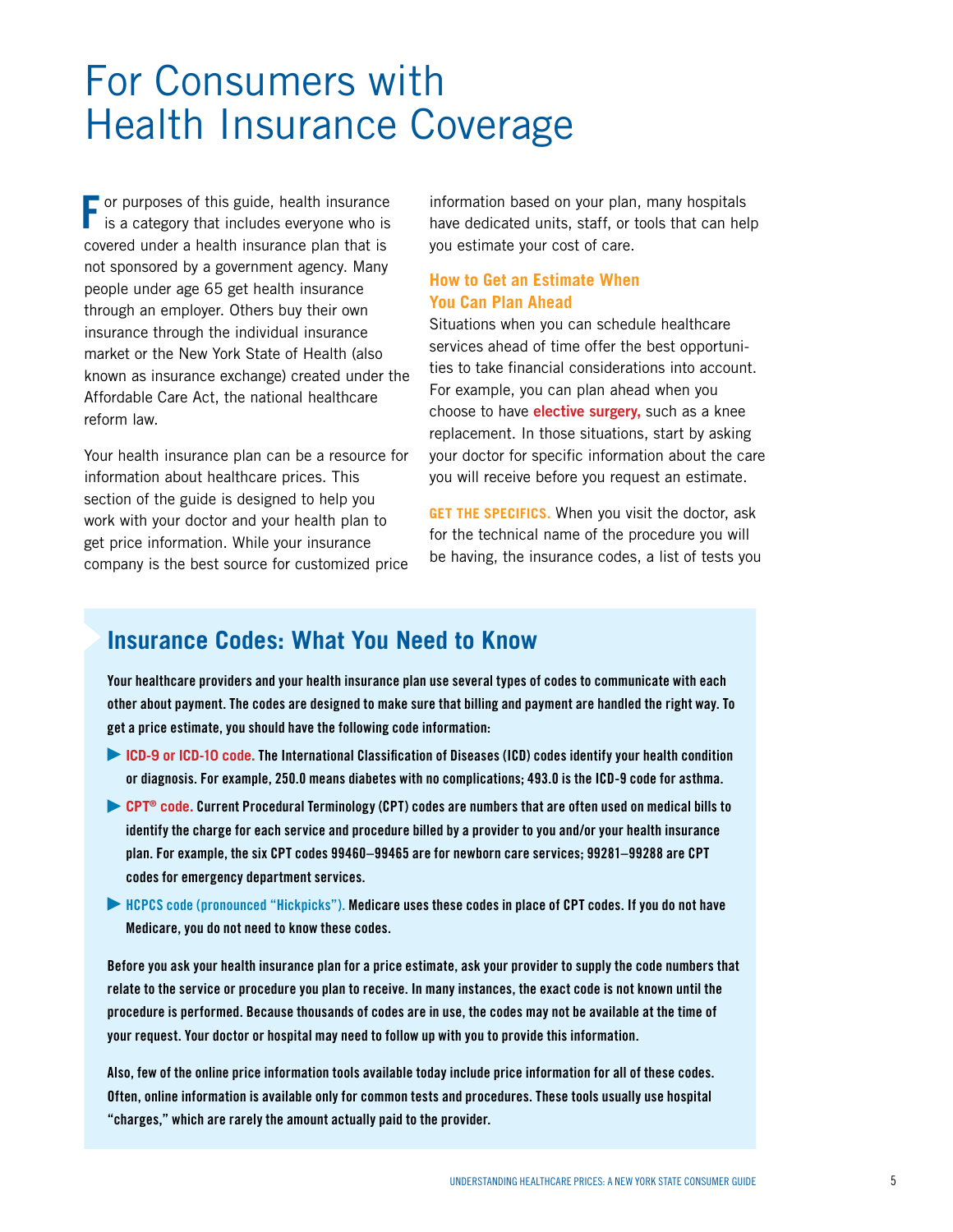# For Consumers with Health Insurance Coverage

For purposes of this guide, health insurance is a category that includes everyone who is covered under a health insurance plan that is not sponsored by a government agency. Many people under age 65 get health insurance through an employer. Others buy their own insurance through the individual insurance market or the New York State of Health (also known as insurance exchange) created under the Affordable Care Act, the national healthcare reform law.

Your health insurance plan can be a resource for information about healthcare prices. This section of the guide is designed to help you work with your doctor and your health plan to get price information. While your insurance company is the best source for customized price information based on your plan, many hospitals have dedicated units, staff, or tools that can help you estimate your cost of care.

### How to Get an Estimate When You Can Plan Ahead

Situations when you can schedule healthcare services ahead of time offer the best opportunities to take financial considerations into account. For example, you can plan ahead when you choose to have **elective surgery,** such as a knee replacement. In those situations, start by asking your doctor for specific information about the care you will receive before you request an estimate.

**GET THE SPECIFICS.** When you visit the doctor, ask for the technical name of the procedure you will be having, the insurance codes, a list of tests you

## Insurance Codes: What You Need to Know

**Your healthcare providers and your health insurance plan use several types of codes to communicate with each other about payment. The codes are designed to make sure that billing and payment are handled the right way. To get a price estimate, you should have the following code information:**

- **ICD-9 or ICD-10 code.** The International Classification of Diseases (ICD) codes identify your health condition or diagnosis. For example, 250.0 means diabetes with no complications; 493.0 is the ICD-9 code for asthma.
- **CPT® code.** Current Procedural Terminology (CPT) codes are numbers that are often used on medical bills to identify the charge for each service and procedure billed by a provider to you and/or your health insurance plan. For example, the six CPT codes 99460–99465 are for newborn care services; 99281–99288 are CPT codes for emergency department services.
- **HCPCS code (pronounced "Hickpicks").** Medicare uses these codes in place of CPT codes. If you do not have Medicare, you do not need to know these codes.

**Before you ask your health insurance plan for a price estimate, ask your provider to supply the code numbers that relate to the service or procedure you plan to receive. In many instances, the exact code is not known until the procedure is performed. Because thousands of codes are in use, the codes may not be available at the time of your request. Your doctor or hospital may need to follow up with you to provide this information.**

**Also, few of the online price information tools available today include price information for all of these codes. Often, online information is available only for common tests and procedures. These tools usually use hospital "charges," which are rarely the amount actually paid to the provider.**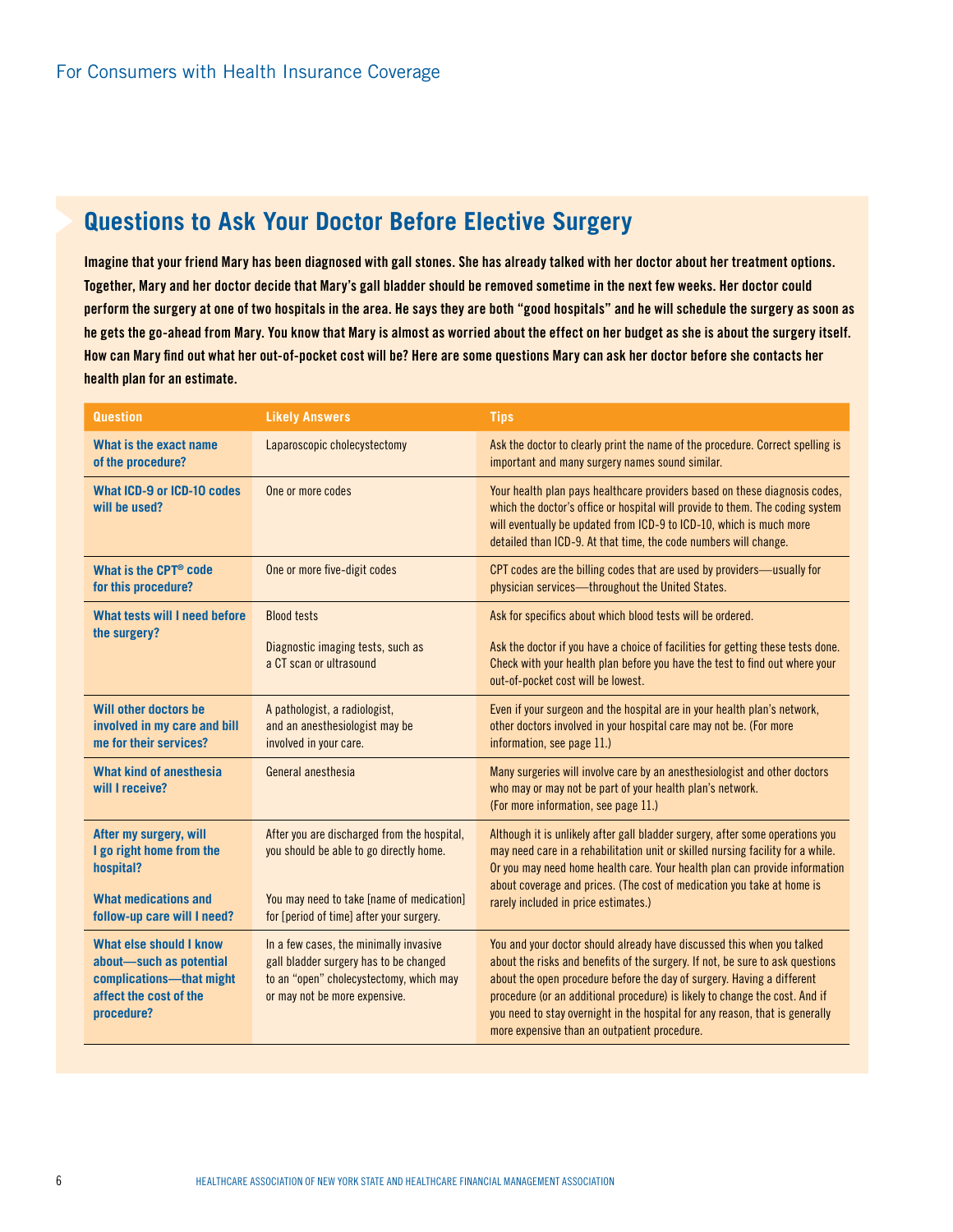For Consumers with Health Insurance Coverage

## Questions to Ask Your Doctor Before Elective Surgery

**Imagine that your friend Mary has been diagnosed with gall stones. She has already talked with her doctor about her treatment options. Together, Mary and her doctor decide that Mary's gall bladder should be removed sometime in the next few weeks. Her doctor could perform the surgery at one of two hospitals in the area. He says they are both "good hospitals" and he will schedule the surgery as soon as he gets the go-ahead from Mary. You know that Mary is almost as worried about the effect on her budget as she is about the surgery itself. How can Mary find out what her out-of-pocket cost will be? Here are some questions Mary can ask her doctor before she contacts her health plan for an estimate.**

| Question | Likely Answers | Tips |
|---|---|---|
| **What is the exact name of the procedure?** | Laparoscopic cholecystectomy | Ask the doctor to clearly print the name of the procedure. Correct spelling is important and many surgery names sound similar. |
| **What ICD-9 or ICD-10 codes will be used?** | One or more codes | Your health plan pays healthcare providers based on these diagnosis codes, which the doctor's office or hospital will provide to them. The coding system will eventually be updated from ICD-9 to ICD-10, which is much more detailed than ICD-9. At that time, the code numbers will change. |
| **What is the CPT® code for this procedure?** | One or more five-digit codes | CPT codes are the billing codes that are used by providers—usually for physician services—throughout the United States. |
| **What tests will I need before the surgery?** | Blood tests<br><br>Diagnostic imaging tests, such as a CT scan or ultrasound | Ask for specifics about which blood tests will be ordered.<br><br>Ask the doctor if you have a choice of facilities for getting these tests done. Check with your health plan before you have the test to find out where your out-of-pocket cost will be lowest. |
| **Will other doctors be involved in my care and bill me for their services?** | A pathologist, a radiologist, and an anesthesiologist may be involved in your care. | Even if your surgeon and the hospital are in your health plan's network, other doctors involved in your hospital care may not be. (For more information, see page 11.) |
| **What kind of anesthesia will I receive?** | General anesthesia | Many surgeries will involve care by an anesthesiologist and other doctors who may or may not be part of your health plan's network. (For more information, see page 11.) |
| **After my surgery, will I go right home from the hospital?**<br><br>**What medications and follow-up care will I need?** | After you are discharged from the hospital, you should be able to go directly home.<br><br>You may need to take [name of medication] for [period of time] after your surgery. | Although it is unlikely after gall bladder surgery, after some operations you may need care in a rehabilitation unit or skilled nursing facility for a while. Or you may need home health care. Your health plan can provide information about coverage and prices. (The cost of medication you take at home is rarely included in price estimates.) |
| **What else should I know about—such as potential complications—that might affect the cost of the procedure?** | In a few cases, the minimally invasive gall bladder surgery has to be changed to an "open" cholecystectomy, which may or may not be more expensive. | You and your doctor should already have discussed this when you talked about the risks and benefits of the surgery. If not, be sure to ask questions about the open procedure before the day of surgery. Having a different procedure (or an additional procedure) is likely to change the cost. And if you need to stay overnight in the hospital for any reason, that is generally more expensive than an outpatient procedure. |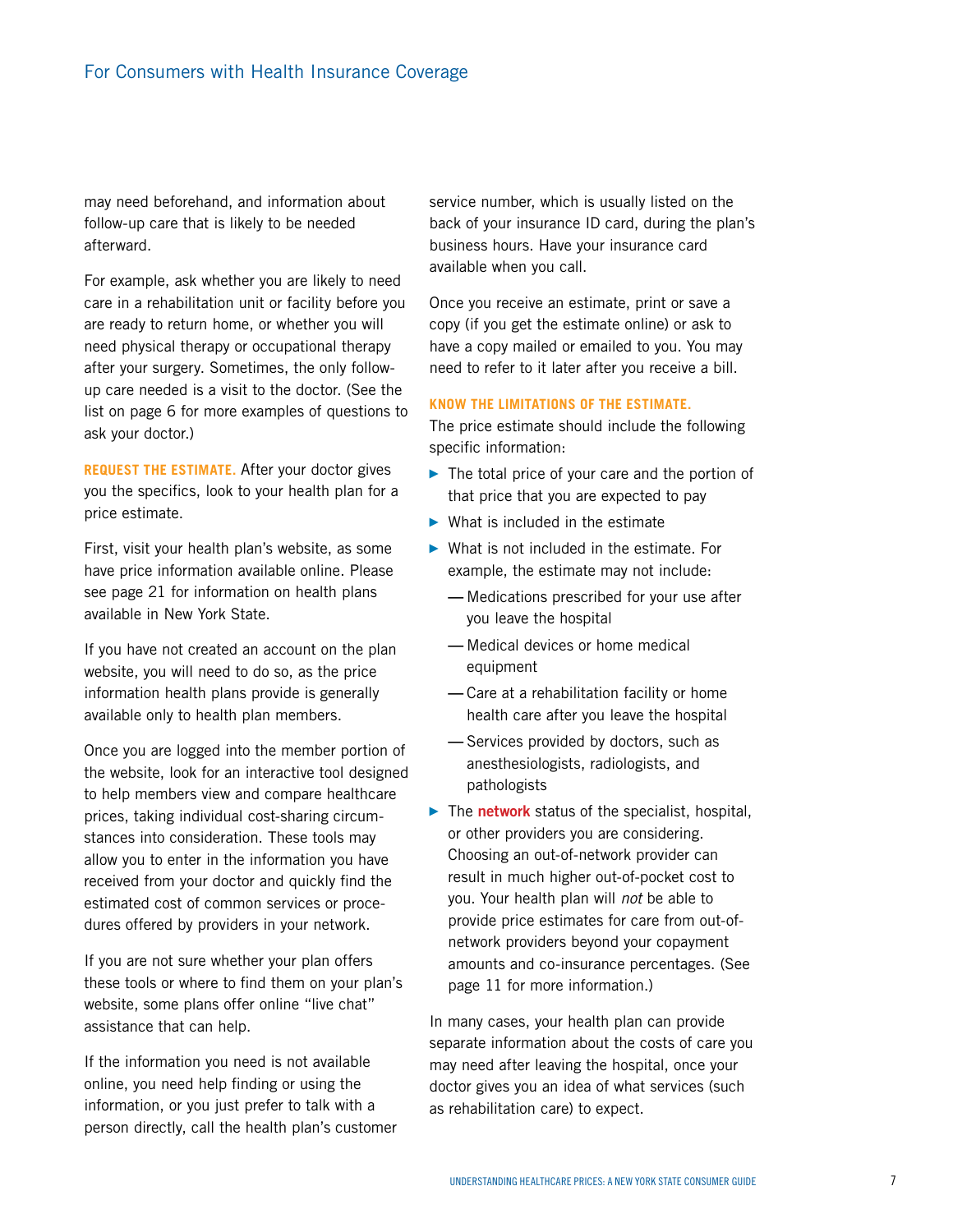may need beforehand, and information about follow-up care that is likely to be needed afterward.

For example, ask whether you are likely to need care in a rehabilitation unit or facility before you are ready to return home, or whether you will need physical therapy or occupational therapy after your surgery. Sometimes, the only follow-up care needed is a visit to the doctor. (See the list on page 6 for more examples of questions to ask your doctor.)

**REQUEST THE ESTIMATE.** After your doctor gives you the specifics, look to your health plan for a price estimate.

First, visit your health plan's website, as some have price information available online. Please see page 21 for information on health plans available in New York State.

If you have not created an account on the plan website, you will need to do so, as the price information health plans provide is generally available only to health plan members.

Once you are logged into the member portion of the website, look for an interactive tool designed to help members view and compare healthcare prices, taking individual cost-sharing circumstances into consideration. These tools may allow you to enter in the information you have received from your doctor and quickly find the estimated cost of common services or procedures offered by providers in your network.

If you are not sure whether your plan offers these tools or where to find them on your plan's website, some plans offer online "live chat" assistance that can help.

If the information you need is not available online, you need help finding or using the information, or you just prefer to talk with a person directly, call the health plan's customer service number, which is usually listed on the back of your insurance ID card, during the plan's business hours. Have your insurance card available when you call.

Once you receive an estimate, print or save a copy (if you get the estimate online) or ask to have a copy mailed or emailed to you. You may need to refer to it later after you receive a bill.

**KNOW THE LIMITATIONS OF THE ESTIMATE.**
The price estimate should include the following specific information:

- The total price of your care and the portion of that price that you are expected to pay
- What is included in the estimate
- What is not included in the estimate. For example, the estimate may not include:
  - Medications prescribed for your use after you leave the hospital
  - Medical devices or home medical equipment
  - Care at a rehabilitation facility or home health care after you leave the hospital
  - Services provided by doctors, such as anesthesiologists, radiologists, and pathologists
- The **network** status of the specialist, hospital, or other providers you are considering. Choosing an out-of-network provider can result in much higher out-of-pocket cost to you. Your health plan will *not* be able to provide price estimates for care from out-of-network providers beyond your copayment amounts and co-insurance percentages. (See page 11 for more information.)

In many cases, your health plan can provide separate information about the costs of care you may need after leaving the hospital, once your doctor gives you an idea of what services (such as rehabilitation care) to expect.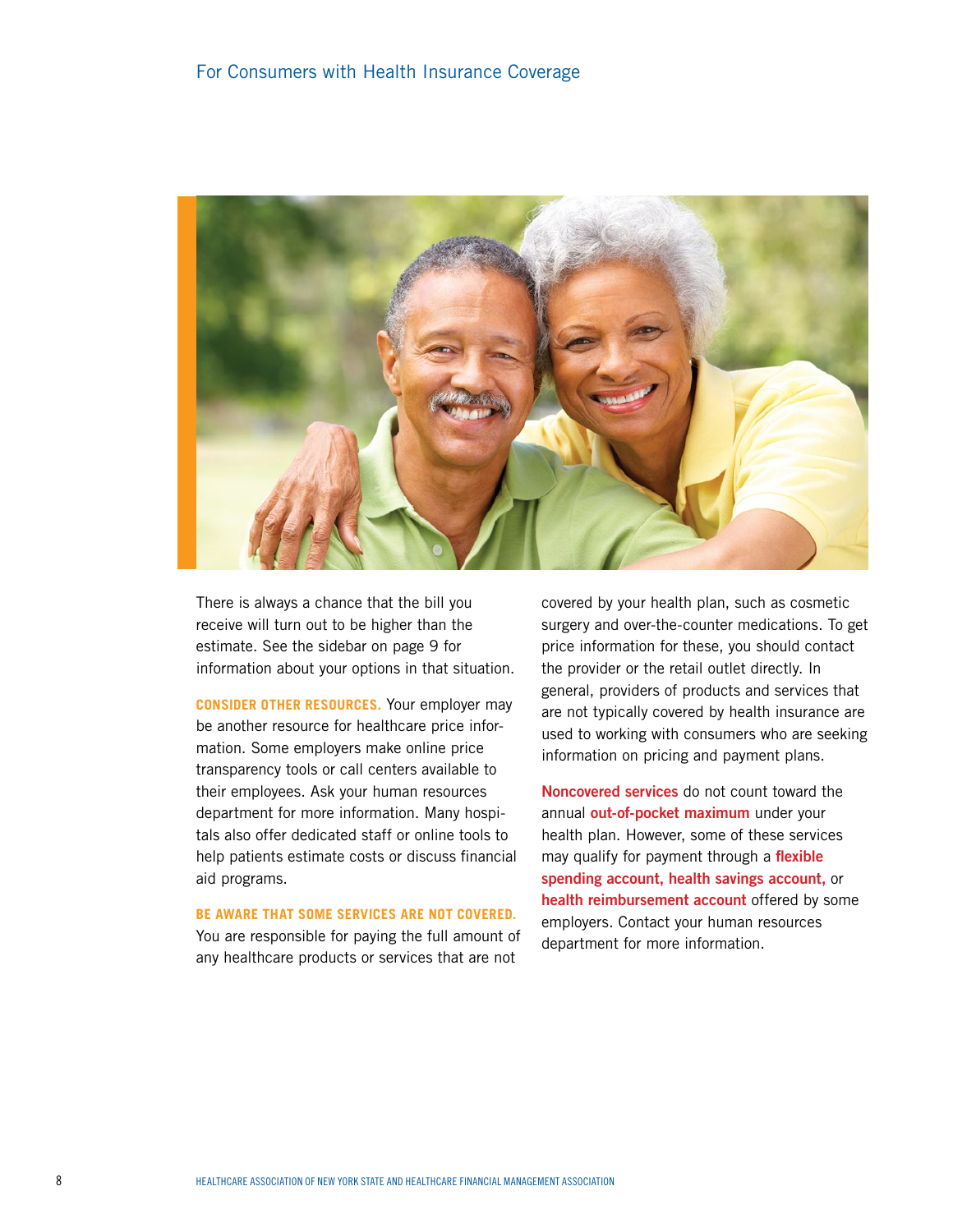There is always a chance that the bill you receive will turn out to be higher than the estimate. See the sidebar on page 9 for information about your options in that situation.

**CONSIDER OTHER RESOURCES.** Your employer may be another resource for healthcare price information. Some employers make online price transparency tools or call centers available to their employees. Ask your human resources department for more information. Many hospitals also offer dedicated staff or online tools to help patients estimate costs or discuss financial aid programs.

**BE AWARE THAT SOME SERVICES ARE NOT COVERED.** You are responsible for paying the full amount of any healthcare products or services that are not covered by your health plan, such as cosmetic surgery and over-the-counter medications. To get price information for these, you should contact the provider or the retail outlet directly. In general, providers of products and services that are not typically covered by health insurance are used to working with consumers who are seeking information on pricing and payment plans.

**Noncovered services** do not count toward the annual **out-of-pocket maximum** under your health plan. However, some of these services may qualify for payment through a **flexible spending account, health savings account,** or **health reimbursement account** offered by some employers. Contact your human resources department for more information.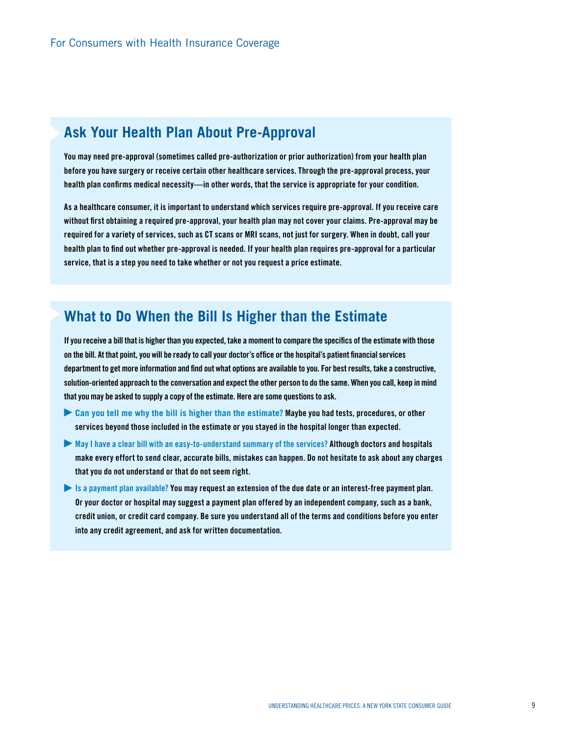## Ask Your Health Plan About Pre-Approval

You may need pre-approval (sometimes called pre-authorization or prior authorization) from your health plan before you have surgery or receive certain other healthcare services. Through the pre-approval process, your health plan confirms medical necessity—in other words, that the service is appropriate for your condition.

As a healthcare consumer, it is important to understand which services require pre-approval. If you receive care without first obtaining a required pre-approval, your health plan may not cover your claims. Pre-approval may be required for a variety of services, such as CT scans or MRI scans, not just for surgery. When in doubt, call your health plan to find out whether pre-approval is needed. If your health plan requires pre-approval for a particular service, that is a step you need to take whether or not you request a price estimate.

## What to Do When the Bill Is Higher than the Estimate

If you receive a bill that is higher than you expected, take a moment to compare the specifics of the estimate with those on the bill. At that point, you will be ready to call your doctor's office or the hospital's patient financial services department to get more information and find out what options are available to you. For best results, take a constructive, solution-oriented approach to the conversation and expect the other person to do the same. When you call, keep in mind that you may be asked to supply a copy of the estimate. Here are some questions to ask.

- **Can you tell me why the bill is higher than the estimate?** Maybe you had tests, procedures, or other services beyond those included in the estimate or you stayed in the hospital longer than expected.
- **May I have a clear bill with an easy-to-understand summary of the services?** Although doctors and hospitals make every effort to send clear, accurate bills, mistakes can happen. Do not hesitate to ask about any charges that you do not understand or that do not seem right.
- **Is a payment plan available?** You may request an extension of the due date or an interest-free payment plan. Or your doctor or hospital may suggest a payment plan offered by an independent company, such as a bank, credit union, or credit card company. Be sure you understand all of the terms and conditions before you enter into any credit agreement, and ask for written documentation.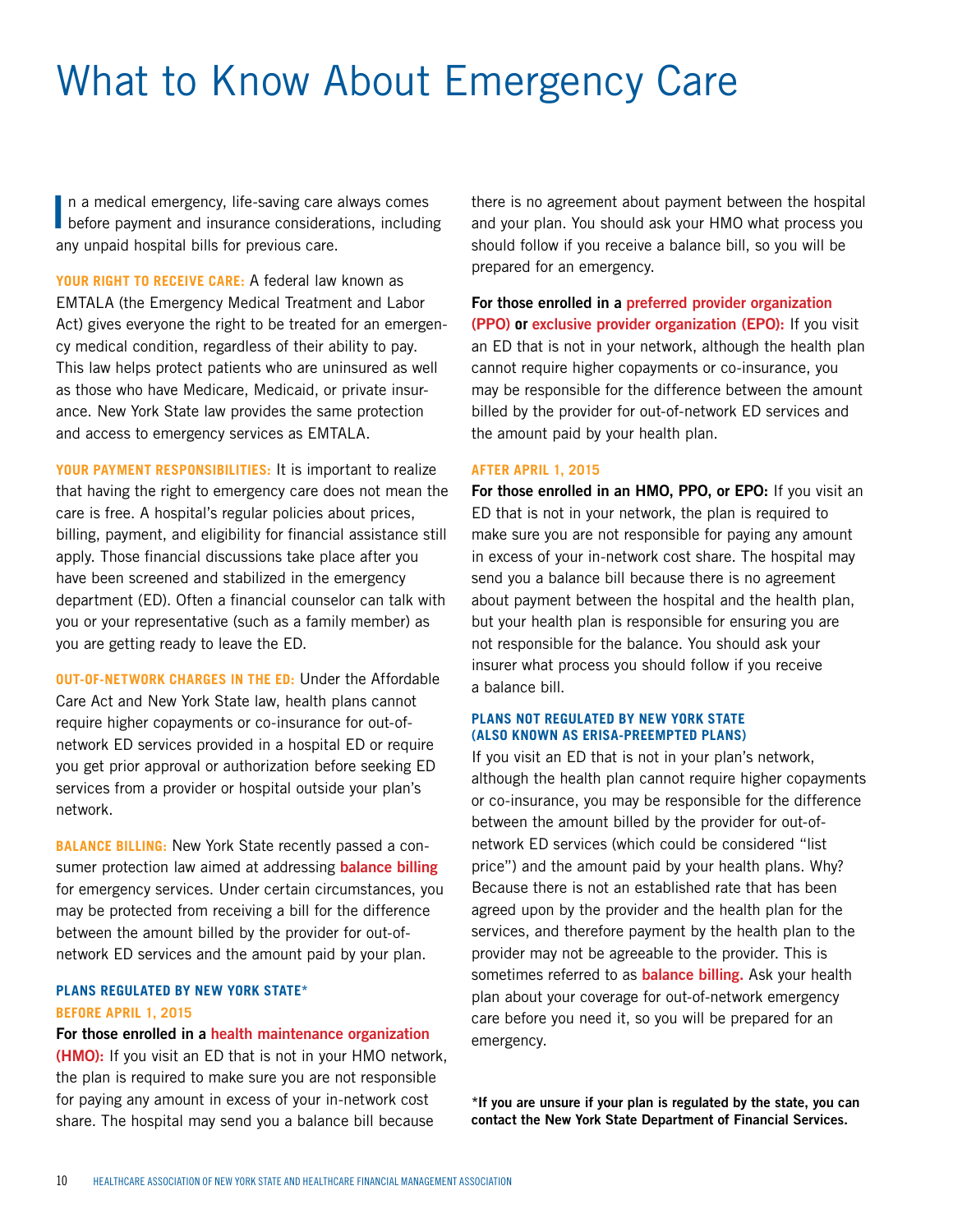# What to Know About Emergency Care

In a medical emergency, life-saving care always comes before payment and insurance considerations, including any unpaid hospital bills for previous care.

**YOUR RIGHT TO RECEIVE CARE:** A federal law known as EMTALA (the Emergency Medical Treatment and Labor Act) gives everyone the right to be treated for an emergency medical condition, regardless of their ability to pay. This law helps protect patients who are uninsured as well as those who have Medicare, Medicaid, or private insurance. New York State law provides the same protection and access to emergency services as EMTALA.

**YOUR PAYMENT RESPONSIBILITIES:** It is important to realize that having the right to emergency care does not mean the care is free. A hospital's regular policies about prices, billing, payment, and eligibility for financial assistance still apply. Those financial discussions take place after you have been screened and stabilized in the emergency department (ED). Often a financial counselor can talk with you or your representative (such as a family member) as you are getting ready to leave the ED.

**OUT-OF-NETWORK CHARGES IN THE ED:** Under the Affordable Care Act and New York State law, health plans cannot require higher copayments or co-insurance for out-of-network ED services provided in a hospital ED or require you get prior approval or authorization before seeking ED services from a provider or hospital outside your plan's network.

**BALANCE BILLING:** New York State recently passed a consumer protection law aimed at addressing **balance billing** for emergency services. Under certain circumstances, you may be protected from receiving a bill for the difference between the amount billed by the provider for out-of-network ED services and the amount paid by your plan.

#### PLANS REGULATED BY NEW YORK STATE*

#### BEFORE APRIL 1, 2015

**For those enrolled in a health maintenance organization (HMO):** If you visit an ED that is not in your HMO network, the plan is required to make sure you are not responsible for paying any amount in excess of your in-network cost share. The hospital may send you a balance bill because there is no agreement about payment between the hospital and your plan. You should ask your HMO what process you should follow if you receive a balance bill, so you will be prepared for an emergency.

**For those enrolled in a preferred provider organization (PPO) or exclusive provider organization (EPO):** If you visit an ED that is not in your network, although the health plan cannot require higher copayments or co-insurance, you may be responsible for the difference between the amount billed by the provider for out-of-network ED services and the amount paid by your health plan.

#### AFTER APRIL 1, 2015

**For those enrolled in an HMO, PPO, or EPO:** If you visit an ED that is not in your network, the plan is required to make sure you are not responsible for paying any amount in excess of your in-network cost share. The hospital may send you a balance bill because there is no agreement about payment between the hospital and the health plan, but your health plan is responsible for ensuring you are not responsible for the balance. You should ask your insurer what process you should follow if you receive a balance bill.

#### PLANS NOT REGULATED BY NEW YORK STATE (ALSO KNOWN AS ERISA-PREEMPTED PLANS)

If you visit an ED that is not in your plan's network, although the health plan cannot require higher copayments or co-insurance, you may be responsible for the difference between the amount billed by the provider for out-of-network ED services (which could be considered "list price") and the amount paid by your health plans. Why? Because there is not an established rate that has been agreed upon by the provider and the health plan for the services, and therefore payment by the health plan to the provider may not be agreeable to the provider. This is sometimes referred to as **balance billing.** Ask your health plan about your coverage for out-of-network emergency care before you need it, so you will be prepared for an emergency.

**\*If you are unsure if your plan is regulated by the state, you can contact the New York State Department of Financial Services.**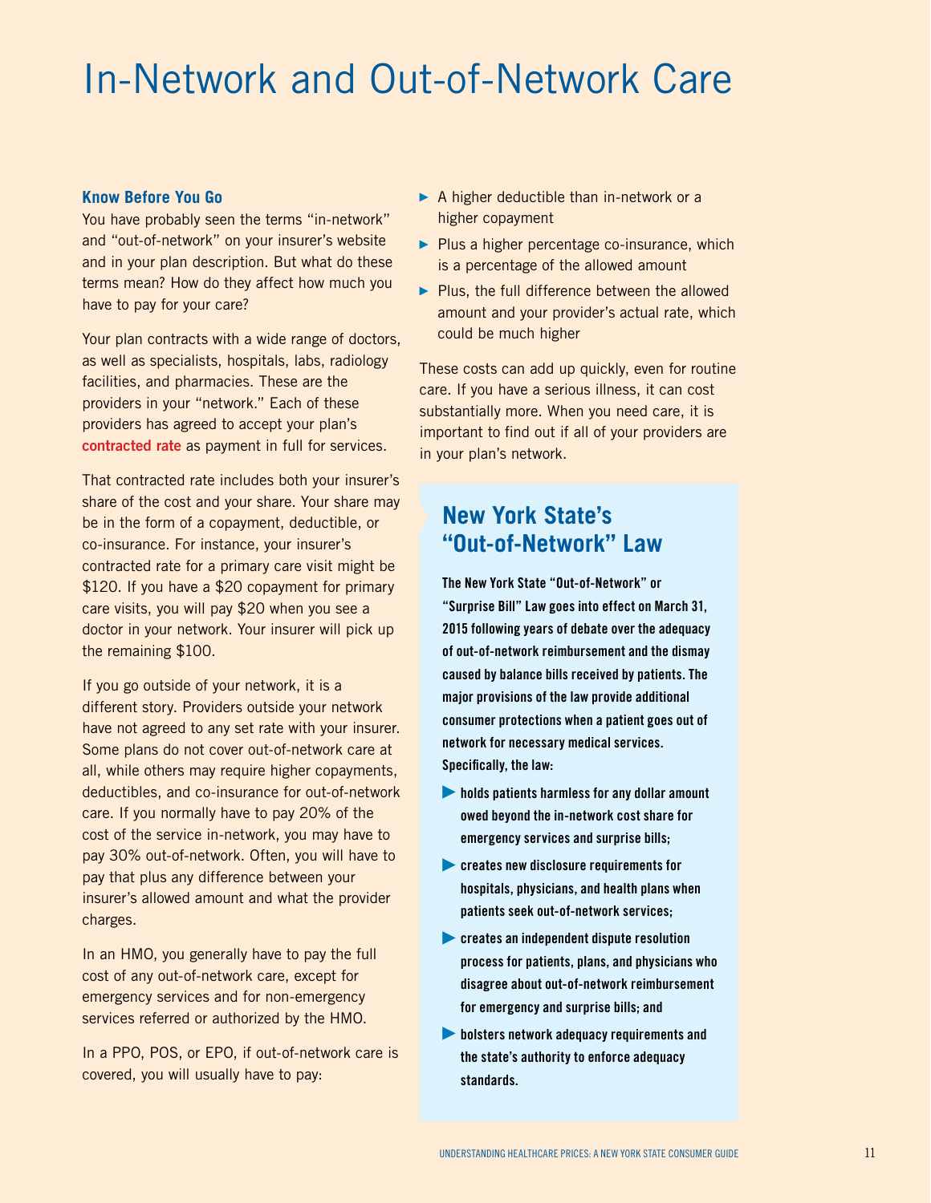# In-Network and Out-of-Network Care

### Know Before You Go

You have probably seen the terms "in-network" and "out-of-network" on your insurer's website and in your plan description. But what do these terms mean? How do they affect how much you have to pay for your care?

Your plan contracts with a wide range of doctors, as well as specialists, hospitals, labs, radiology facilities, and pharmacies. These are the providers in your "network." Each of these providers has agreed to accept your plan's **contracted rate** as payment in full for services.

That contracted rate includes both your insurer's share of the cost and your share. Your share may be in the form of a copayment, deductible, or co-insurance. For instance, your insurer's contracted rate for a primary care visit might be $120. If you have a $20 copayment for primary care visits, you will pay $20 when you see a doctor in your network. Your insurer will pick up the remaining $100.

If you go outside of your network, it is a different story. Providers outside your network have not agreed to any set rate with your insurer. Some plans do not cover out-of-network care at all, while others may require higher copayments, deductibles, and co-insurance for out-of-network care. If you normally have to pay 20% of the cost of the service in-network, you may have to pay 30% out-of-network. Often, you will have to pay that plus any difference between your insurer's allowed amount and what the provider charges.

In an HMO, you generally have to pay the full cost of any out-of-network care, except for emergency services and for non-emergency services referred or authorized by the HMO.

In a PPO, POS, or EPO, if out-of-network care is covered, you will usually have to pay:

- A higher deductible than in-network or a higher copayment
- Plus a higher percentage co-insurance, which is a percentage of the allowed amount
- Plus, the full difference between the allowed amount and your provider's actual rate, which could be much higher

These costs can add up quickly, even for routine care. If you have a serious illness, it can cost substantially more. When you need care, it is important to find out if all of your providers are in your plan's network.

## New York State's "Out-of-Network" Law

**The New York State "Out-of-Network" or "Surprise Bill" Law goes into effect on March 31, 2015 following years of debate over the adequacy of out-of-network reimbursement and the dismay caused by balance bills received by patients. The major provisions of the law provide additional consumer protections when a patient goes out of network for necessary medical services. Specifically, the law:**

- **holds patients harmless for any dollar amount owed beyond the in-network cost share for emergency services and surprise bills;**
- **creates new disclosure requirements for hospitals, physicians, and health plans when patients seek out-of-network services;**
- **creates an independent dispute resolution process for patients, plans, and physicians who disagree about out-of-network reimbursement for emergency and surprise bills; and**
- **bolsters network adequacy requirements and the state's authority to enforce adequacy standards.**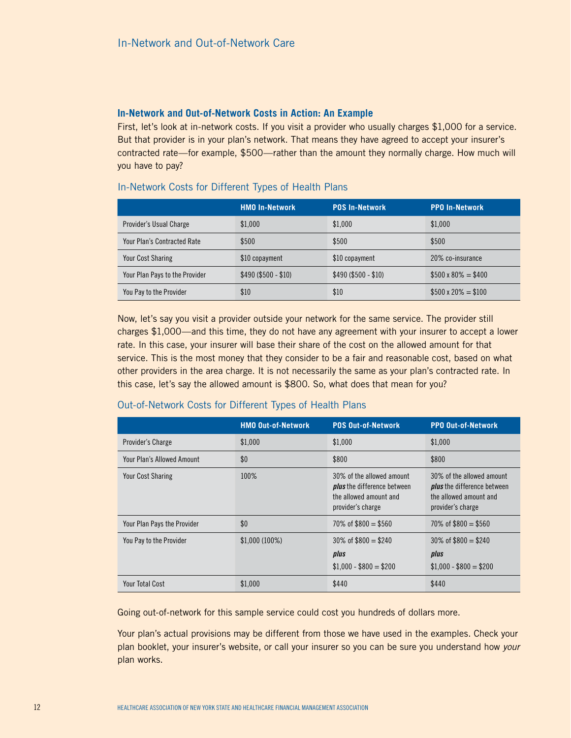## In-Network and Out-of-Network Care

### In-Network and Out-of-Network Costs in Action: An Example

First, let's look at in-network costs. If you visit a provider who usually charges $1,000 for a service. But that provider is in your plan's network. That means they have agreed to accept your insurer's contracted rate—for example, $500—rather than the amount they normally charge. How much will you have to pay?

#### In-Network Costs for Different Types of Health Plans

| | HMO In-Network | POS In-Network | PPO In-Network |
|---|---|---|---|
| Provider's Usual Charge | $1,000 | $1,000 | $1,000 |
| Your Plan's Contracted Rate | $500 | $500 | $500 |
| Your Cost Sharing | $10 copayment | $10 copayment | 20% co-insurance |
| Your Plan Pays to the Provider | $490 ($500 - $10) | $490 ($500 - $10) | $500 x 80% = $400 |
| You Pay to the Provider | $10 | $10 | $500 x 20% = $100 |

Now, let's say you visit a provider outside your network for the same service. The provider still charges $1,000—and this time, they do not have any agreement with your insurer to accept a lower rate. In this case, your insurer will base their share of the cost on the allowed amount for that service. This is the most money that they consider to be a fair and reasonable cost, based on what other providers in the area charge. It is not necessarily the same as your plan's contracted rate. In this case, let's say the allowed amount is $800. So, what does that mean for you?

#### Out-of-Network Costs for Different Types of Health Plans

| | HMO Out-of-Network | POS Out-of-Network | PPO Out-of-Network |
|---|---|---|---|
| Provider's Charge | $1,000 | $1,000 | $1,000 |
| Your Plan's Allowed Amount | $0 | $800 | $800 |
| Your Cost Sharing | 100% | 30% of the allowed amount ***plus*** the difference between the allowed amount and provider's charge | 30% of the allowed amount ***plus*** the difference between the allowed amount and provider's charge |
| Your Plan Pays the Provider | $0 | 70% of $800 = $560 | 70% of $800 = $560 |
| You Pay to the Provider | $1,000 (100%) | 30% of $800 = $240 ***plus*** $1,000 - $800 = $200 | 30% of $800 = $240 ***plus*** $1,000 - $800 = $200 |
| Your Total Cost | $1,000 | $440 | $440 |

Going out-of-network for this sample service could cost you hundreds of dollars more.

Your plan's actual provisions may be different from those we have used in the examples. Check your plan booklet, your insurer's website, or call your insurer so you can be sure you understand how *your* plan works.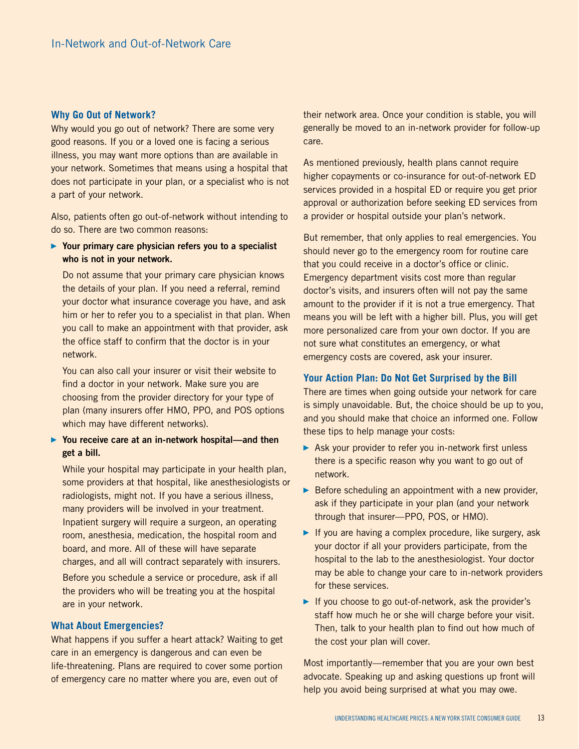## In-Network and Out-of-Network Care

### Why Go Out of Network?

Why would you go out of network? There are some very good reasons. If you or a loved one is facing a serious illness, you may want more options than are available in your network. Sometimes that means using a hospital that does not participate in your plan, or a specialist who is not a part of your network.

Also, patients often go out-of-network without intending to do so. There are two common reasons:

- **Your primary care physician refers you to a specialist who is not in your network.**

  Do not assume that your primary care physician knows the details of your plan. If you need a referral, remind your doctor what insurance coverage you have, and ask him or her to refer you to a specialist in that plan. When you call to make an appointment with that provider, ask the office staff to confirm that the doctor is in your network.

  You can also call your insurer or visit their website to find a doctor in your network. Make sure you are choosing from the provider directory for your type of plan (many insurers offer HMO, PPO, and POS options which may have different networks).

- **You receive care at an in-network hospital—and then get a bill.**

  While your hospital may participate in your health plan, some providers at that hospital, like anesthesiologists or radiologists, might not. If you have a serious illness, many providers will be involved in your treatment. Inpatient surgery will require a surgeon, an operating room, anesthesia, medication, the hospital room and board, and more. All of these will have separate charges, and all will contract separately with insurers.

  Before you schedule a service or procedure, ask if all the providers who will be treating you at the hospital are in your network.

### What About Emergencies?

What happens if you suffer a heart attack? Waiting to get care in an emergency is dangerous and can even be life-threatening. Plans are required to cover some portion of emergency care no matter where you are, even out of their network area. Once your condition is stable, you will generally be moved to an in-network provider for follow-up care.

As mentioned previously, health plans cannot require higher copayments or co-insurance for out-of-network ED services provided in a hospital ED or require you get prior approval or authorization before seeking ED services from a provider or hospital outside your plan's network.

But remember, that only applies to real emergencies. You should never go to the emergency room for routine care that you could receive in a doctor's office or clinic. Emergency department visits cost more than regular doctor's visits, and insurers often will not pay the same amount to the provider if it is not a true emergency. That means you will be left with a higher bill. Plus, you will get more personalized care from your own doctor. If you are not sure what constitutes an emergency, or what emergency costs are covered, ask your insurer.

### Your Action Plan: Do Not Get Surprised by the Bill

There are times when going outside your network for care is simply unavoidable. But, the choice should be up to you, and you should make that choice an informed one. Follow these tips to help manage your costs:

- Ask your provider to refer you in-network first unless there is a specific reason why you want to go out of network.
- Before scheduling an appointment with a new provider, ask if they participate in your plan (and your network through that insurer—PPO, POS, or HMO).
- If you are having a complex procedure, like surgery, ask your doctor if all your providers participate, from the hospital to the lab to the anesthesiologist. Your doctor may be able to change your care to in-network providers for these services.
- If you choose to go out-of-network, ask the provider's staff how much he or she will charge before your visit. Then, talk to your health plan to find out how much of the cost your plan will cover.

Most importantly—remember that you are your own best advocate. Speaking up and asking questions up front will help you avoid being surprised at what you may owe.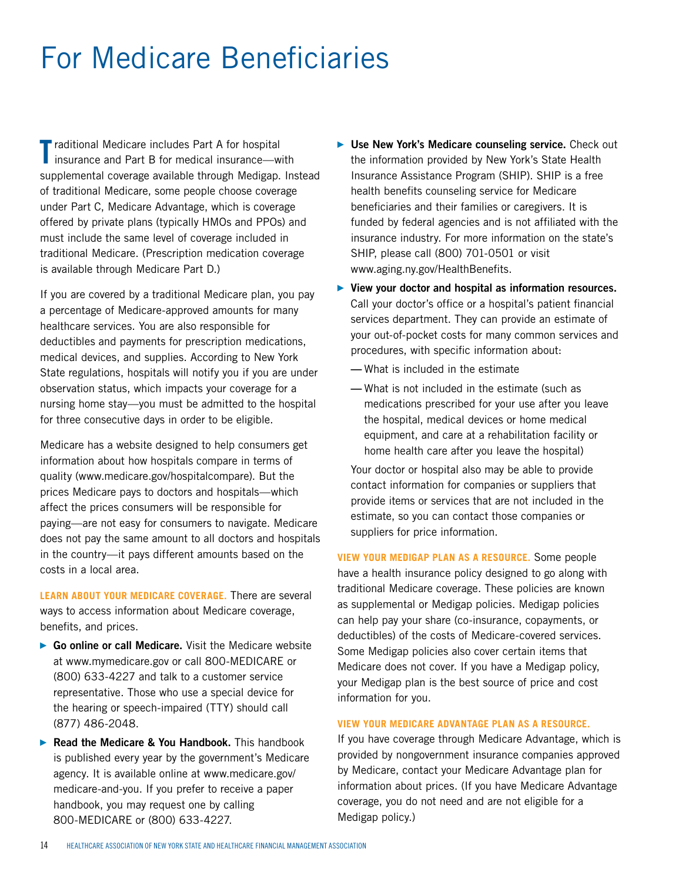# For Medicare Beneficiaries

Traditional Medicare includes Part A for hospital insurance and Part B for medical insurance—with supplemental coverage available through Medigap. Instead of traditional Medicare, some people choose coverage under Part C, Medicare Advantage, which is coverage offered by private plans (typically HMOs and PPOs) and must include the same level of coverage included in traditional Medicare. (Prescription medication coverage is available through Medicare Part D.)

If you are covered by a traditional Medicare plan, you pay a percentage of Medicare-approved amounts for many healthcare services. You are also responsible for deductibles and payments for prescription medications, medical devices, and supplies. According to New York State regulations, hospitals will notify you if you are under observation status, which impacts your coverage for a nursing home stay—you must be admitted to the hospital for three consecutive days in order to be eligible.

Medicare has a website designed to help consumers get information about how hospitals compare in terms of quality (www.medicare.gov/hospitalcompare). But the prices Medicare pays to doctors and hospitals—which affect the prices consumers will be responsible for paying—are not easy for consumers to navigate. Medicare does not pay the same amount to all doctors and hospitals in the country—it pays different amounts based on the costs in a local area.

**LEARN ABOUT YOUR MEDICARE COVERAGE.** There are several ways to access information about Medicare coverage, benefits, and prices.

- **Go online or call Medicare.** Visit the Medicare website at www.mymedicare.gov or call 800-MEDICARE or (800) 633-4227 and talk to a customer service representative. Those who use a special device for the hearing or speech-impaired (TTY) should call (877) 486-2048.
- **Read the Medicare & You Handbook.** This handbook is published every year by the government's Medicare agency. It is available online at www.medicare.gov/medicare-and-you. If you prefer to receive a paper handbook, you may request one by calling 800-MEDICARE or (800) 633-4227.
- **Use New York's Medicare counseling service.** Check out the information provided by New York's State Health Insurance Assistance Program (SHIP). SHIP is a free health benefits counseling service for Medicare beneficiaries and their families or caregivers. It is funded by federal agencies and is not affiliated with the insurance industry. For more information on the state's SHIP, please call (800) 701-0501 or visit www.aging.ny.gov/HealthBenefits.
- **View your doctor and hospital as information resources.** Call your doctor's office or a hospital's patient financial services department. They can provide an estimate of your out-of-pocket costs for many common services and procedures, with specific information about:
  - What is included in the estimate
  - What is not included in the estimate (such as medications prescribed for your use after you leave the hospital, medical devices or home medical equipment, and care at a rehabilitation facility or home health care after you leave the hospital)

  Your doctor or hospital also may be able to provide contact information for companies or suppliers that provide items or services that are not included in the estimate, so you can contact those companies or suppliers for price information.

**VIEW YOUR MEDIGAP PLAN AS A RESOURCE.** Some people have a health insurance policy designed to go along with traditional Medicare coverage. These policies are known as supplemental or Medigap policies. Medigap policies can help pay your share (co-insurance, copayments, or deductibles) of the costs of Medicare-covered services. Some Medigap policies also cover certain items that Medicare does not cover. If you have a Medigap policy, your Medigap plan is the best source of price and cost information for you.

**VIEW YOUR MEDICARE ADVANTAGE PLAN AS A RESOURCE.** If you have coverage through Medicare Advantage, which is provided by nongovernment insurance companies approved by Medicare, contact your Medicare Advantage plan for information about prices. (If you have Medicare Advantage coverage, you do not need and are not eligible for a Medigap policy.)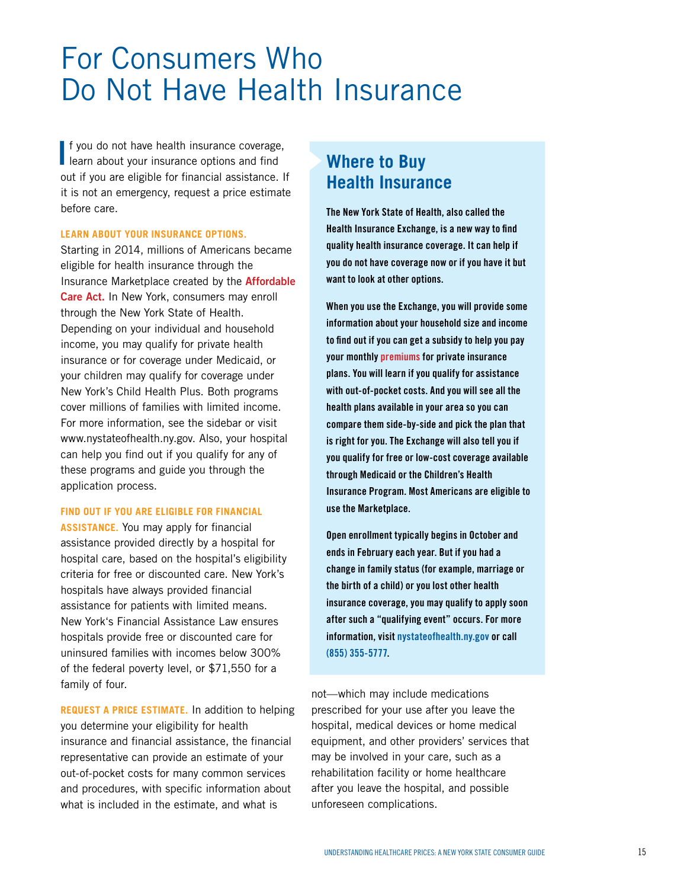# For Consumers Who Do Not Have Health Insurance

If you do not have health insurance coverage, learn about your insurance options and find out if you are eligible for financial assistance. If it is not an emergency, request a price estimate before care.

**LEARN ABOUT YOUR INSURANCE OPTIONS.** Starting in 2014, millions of Americans became eligible for health insurance through the Insurance Marketplace created by the **Affordable Care Act.** In New York, consumers may enroll through the New York State of Health. Depending on your individual and household income, you may qualify for private health insurance or for coverage under Medicaid, or your children may qualify for coverage under New York's Child Health Plus. Both programs cover millions of families with limited income. For more information, see the sidebar or visit www.nystateofhealth.ny.gov. Also, your hospital can help you find out if you qualify for any of these programs and guide you through the application process.

**FIND OUT IF YOU ARE ELIGIBLE FOR FINANCIAL ASSISTANCE.** You may apply for financial assistance provided directly by a hospital for hospital care, based on the hospital's eligibility criteria for free or discounted care. New York's hospitals have always provided financial assistance for patients with limited means. New York's Financial Assistance Law ensures hospitals provide free or discounted care for uninsured families with incomes below 300% of the federal poverty level, or $71,550 for a family of four.

**REQUEST A PRICE ESTIMATE.** In addition to helping you determine your eligibility for health insurance and financial assistance, the financial representative can provide an estimate of your out-of-pocket costs for many common services and procedures, with specific information about what is included in the estimate, and what is not—which may include medications prescribed for your use after you leave the hospital, medical devices or home medical equipment, and other providers' services that may be involved in your care, such as a rehabilitation facility or home healthcare after you leave the hospital, and possible unforeseen complications.

## Where to Buy Health Insurance

**The New York State of Health, also called the Health Insurance Exchange, is a new way to find quality health insurance coverage. It can help if you do not have coverage now or if you have it but want to look at other options.**

**When you use the Exchange, you will provide some information about your household size and income to find out if you can get a subsidy to help you pay your monthly premiums for private insurance plans. You will learn if you qualify for assistance with out-of-pocket costs. And you will see all the health plans available in your area so you can compare them side-by-side and pick the plan that is right for you. The Exchange will also tell you if you qualify for free or low-cost coverage available through Medicaid or the Children's Health Insurance Program. Most Americans are eligible to use the Marketplace.**

**Open enrollment typically begins in October and ends in February each year. But if you had a change in family status (for example, marriage or the birth of a child) or you lost other health insurance coverage, you may qualify to apply soon after such a "qualifying event" occurs. For more information, visit nystateofhealth.ny.gov or call (855) 355-5777.**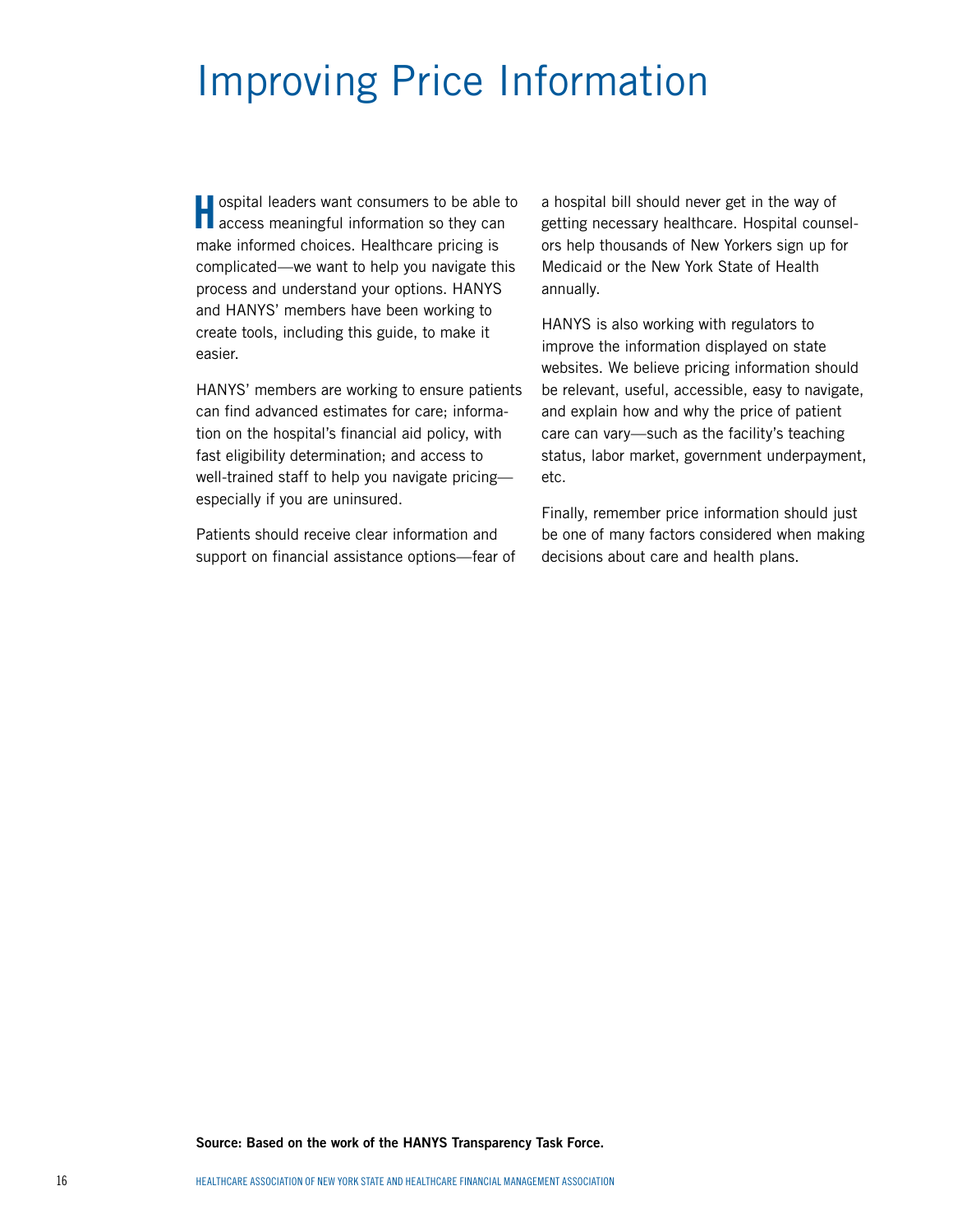# Improving Price Information

Hospital leaders want consumers to be able to access meaningful information so they can make informed choices. Healthcare pricing is complicated—we want to help you navigate this process and understand your options. HANYS and HANYS' members have been working to create tools, including this guide, to make it easier.

HANYS' members are working to ensure patients can find advanced estimates for care; information on the hospital's financial aid policy, with fast eligibility determination; and access to well-trained staff to help you navigate pricing—especially if you are uninsured.

Patients should receive clear information and support on financial assistance options—fear of a hospital bill should never get in the way of getting necessary healthcare. Hospital counselors help thousands of New Yorkers sign up for Medicaid or the New York State of Health annually.

HANYS is also working with regulators to improve the information displayed on state websites. We believe pricing information should be relevant, useful, accessible, easy to navigate, and explain how and why the price of patient care can vary—such as the facility's teaching status, labor market, government underpayment, etc.

Finally, remember price information should just be one of many factors considered when making decisions about care and health plans.

**Source: Based on the work of the HANYS Transparency Task Force.**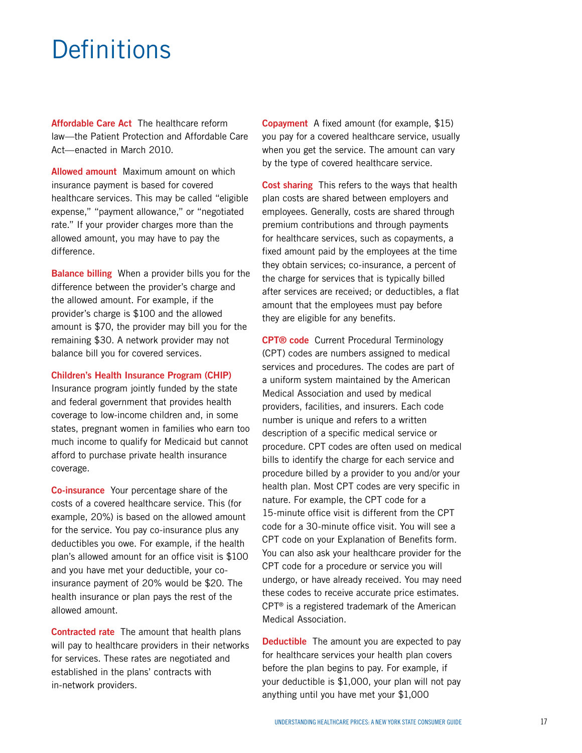# Definitions

**Affordable Care Act** The healthcare reform law—the Patient Protection and Affordable Care Act—enacted in March 2010.

**Allowed amount** Maximum amount on which insurance payment is based for covered healthcare services. This may be called "eligible expense," "payment allowance," or "negotiated rate." If your provider charges more than the allowed amount, you may have to pay the difference.

**Balance billing** When a provider bills you for the difference between the provider's charge and the allowed amount. For example, if the provider's charge is $100 and the allowed amount is $70, the provider may bill you for the remaining $30. A network provider may not balance bill you for covered services.

**Children's Health Insurance Program (CHIP)** Insurance program jointly funded by the state and federal government that provides health coverage to low-income children and, in some states, pregnant women in families who earn too much income to qualify for Medicaid but cannot afford to purchase private health insurance coverage.

**Co-insurance** Your percentage share of the costs of a covered healthcare service. This (for example, 20%) is based on the allowed amount for the service. You pay co-insurance plus any deductibles you owe. For example, if the health plan's allowed amount for an office visit is $100 and you have met your deductible, your co-insurance payment of 20% would be $20. The health insurance or plan pays the rest of the allowed amount.

**Contracted rate** The amount that health plans will pay to healthcare providers in their networks for services. These rates are negotiated and established in the plans' contracts with in-network providers.

**Copayment** A fixed amount (for example, $15) you pay for a covered healthcare service, usually when you get the service. The amount can vary by the type of covered healthcare service.

**Cost sharing** This refers to the ways that health plan costs are shared between employers and employees. Generally, costs are shared through premium contributions and through payments for healthcare services, such as copayments, a fixed amount paid by the employees at the time they obtain services; co-insurance, a percent of the charge for services that is typically billed after services are received; or deductibles, a flat amount that the employees must pay before they are eligible for any benefits.

**CPT® code** Current Procedural Terminology (CPT) codes are numbers assigned to medical services and procedures. The codes are part of a uniform system maintained by the American Medical Association and used by medical providers, facilities, and insurers. Each code number is unique and refers to a written description of a specific medical service or procedure. CPT codes are often used on medical bills to identify the charge for each service and procedure billed by a provider to you and/or your health plan. Most CPT codes are very specific in nature. For example, the CPT code for a 15-minute office visit is different from the CPT code for a 30-minute office visit. You will see a CPT code on your Explanation of Benefits form. You can also ask your healthcare provider for the CPT code for a procedure or service you will undergo, or have already received. You may need these codes to receive accurate price estimates. CPT® is a registered trademark of the American Medical Association.

**Deductible** The amount you are expected to pay for healthcare services your health plan covers before the plan begins to pay. For example, if your deductible is $1,000, your plan will not pay anything until you have met your $1,000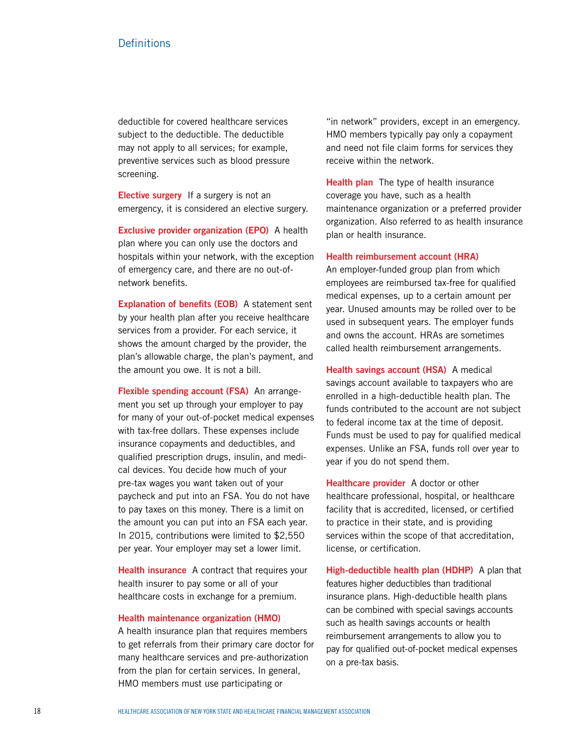## Definitions

deductible for covered healthcare services subject to the deductible. The deductible may not apply to all services; for example, preventive services such as blood pressure screening.

**Elective surgery** If a surgery is not an emergency, it is considered an elective surgery.

**Exclusive provider organization (EPO)** A health plan where you can only use the doctors and hospitals within your network, with the exception of emergency care, and there are no out-of-network benefits.

**Explanation of benefits (EOB)** A statement sent by your health plan after you receive healthcare services from a provider. For each service, it shows the amount charged by the provider, the plan's allowable charge, the plan's payment, and the amount you owe. It is not a bill.

**Flexible spending account (FSA)** An arrangement you set up through your employer to pay for many of your out-of-pocket medical expenses with tax-free dollars. These expenses include insurance copayments and deductibles, and qualified prescription drugs, insulin, and medical devices. You decide how much of your pre-tax wages you want taken out of your paycheck and put into an FSA. You do not have to pay taxes on this money. There is a limit on the amount you can put into an FSA each year. In 2015, contributions were limited to $2,550 per year. Your employer may set a lower limit.

**Health insurance** A contract that requires your health insurer to pay some or all of your healthcare costs in exchange for a premium.

**Health maintenance organization (HMO)** A health insurance plan that requires members to get referrals from their primary care doctor for many healthcare services and pre-authorization from the plan for certain services. In general, HMO members must use participating or "in network" providers, except in an emergency. HMO members typically pay only a copayment and need not file claim forms for services they receive within the network.

**Health plan** The type of health insurance coverage you have, such as a health maintenance organization or a preferred provider organization. Also referred to as health insurance plan or health insurance.

**Health reimbursement account (HRA)** An employer-funded group plan from which employees are reimbursed tax-free for qualified medical expenses, up to a certain amount per year. Unused amounts may be rolled over to be used in subsequent years. The employer funds and owns the account. HRAs are sometimes called health reimbursement arrangements.

**Health savings account (HSA)** A medical savings account available to taxpayers who are enrolled in a high-deductible health plan. The funds contributed to the account are not subject to federal income tax at the time of deposit. Funds must be used to pay for qualified medical expenses. Unlike an FSA, funds roll over year to year if you do not spend them.

**Healthcare provider** A doctor or other healthcare professional, hospital, or healthcare facility that is accredited, licensed, or certified to practice in their state, and is providing services within the scope of that accreditation, license, or certification.

**High-deductible health plan (HDHP)** A plan that features higher deductibles than traditional insurance plans. High-deductible health plans can be combined with special savings accounts such as health savings accounts or health reimbursement arrangements to allow you to pay for qualified out-of-pocket medical expenses on a pre-tax basis.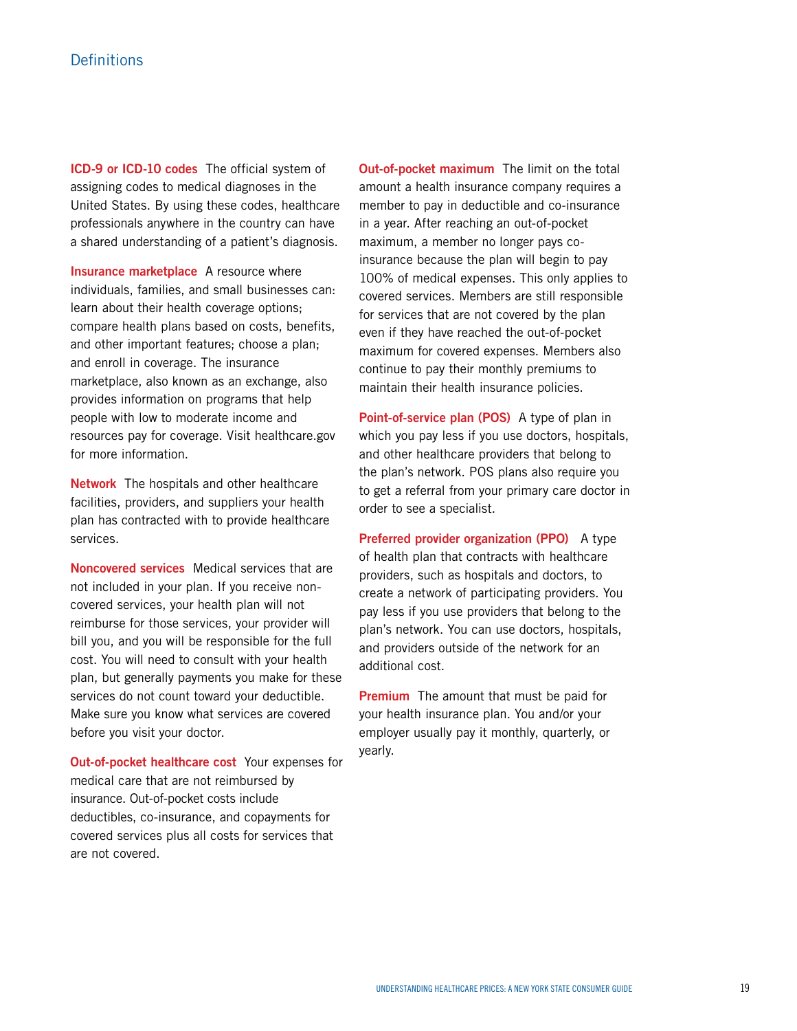## Definitions

**ICD-9 or ICD-10 codes** The official system of assigning codes to medical diagnoses in the United States. By using these codes, healthcare professionals anywhere in the country can have a shared understanding of a patient's diagnosis.

**Insurance marketplace** A resource where individuals, families, and small businesses can: learn about their health coverage options; compare health plans based on costs, benefits, and other important features; choose a plan; and enroll in coverage. The insurance marketplace, also known as an exchange, also provides information on programs that help people with low to moderate income and resources pay for coverage. Visit healthcare.gov for more information.

**Network** The hospitals and other healthcare facilities, providers, and suppliers your health plan has contracted with to provide healthcare services.

**Noncovered services** Medical services that are not included in your plan. If you receive non-covered services, your health plan will not reimburse for those services, your provider will bill you, and you will be responsible for the full cost. You will need to consult with your health plan, but generally payments you make for these services do not count toward your deductible. Make sure you know what services are covered before you visit your doctor.

**Out-of-pocket healthcare cost** Your expenses for medical care that are not reimbursed by insurance. Out-of-pocket costs include deductibles, co-insurance, and copayments for covered services plus all costs for services that are not covered.

**Out-of-pocket maximum** The limit on the total amount a health insurance company requires a member to pay in deductible and co-insurance in a year. After reaching an out-of-pocket maximum, a member no longer pays co-insurance because the plan will begin to pay 100% of medical expenses. This only applies to covered services. Members are still responsible for services that are not covered by the plan even if they have reached the out-of-pocket maximum for covered expenses. Members also continue to pay their monthly premiums to maintain their health insurance policies.

**Point-of-service plan (POS)** A type of plan in which you pay less if you use doctors, hospitals, and other healthcare providers that belong to the plan's network. POS plans also require you to get a referral from your primary care doctor in order to see a specialist.

**Preferred provider organization (PPO)** A type of health plan that contracts with healthcare providers, such as hospitals and doctors, to create a network of participating providers. You pay less if you use providers that belong to the plan's network. You can use doctors, hospitals, and providers outside of the network for an additional cost.

**Premium** The amount that must be paid for your health insurance plan. You and/or your employer usually pay it monthly, quarterly, or yearly.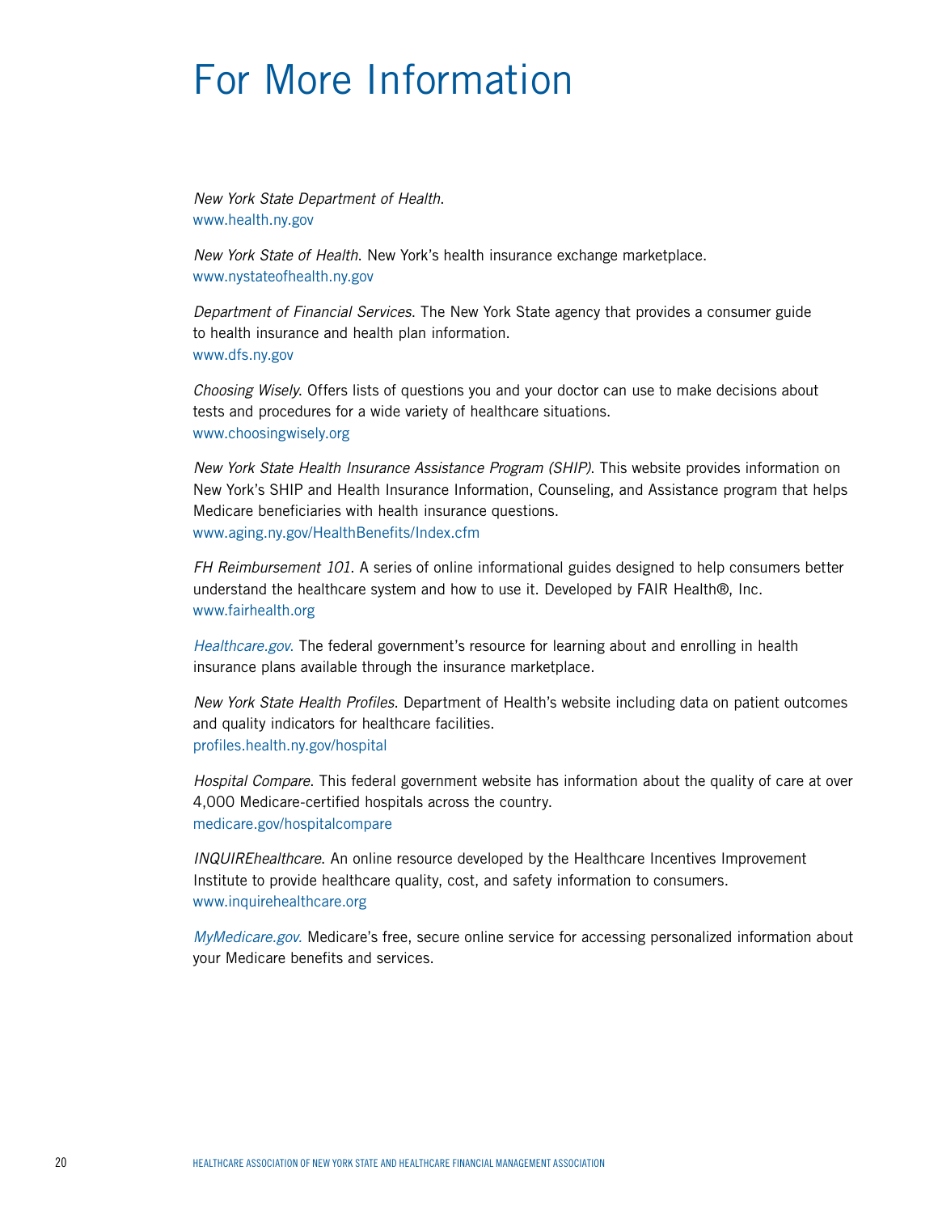# For More Information

*New York State Department of Health*.
www.health.ny.gov

*New York State of Health*. New York's health insurance exchange marketplace.
www.nystateofhealth.ny.gov

*Department of Financial Services*. The New York State agency that provides a consumer guide to health insurance and health plan information.
www.dfs.ny.gov

*Choosing Wisely*. Offers lists of questions you and your doctor can use to make decisions about tests and procedures for a wide variety of healthcare situations.
www.choosingwisely.org

*New York State Health Insurance Assistance Program (SHIP)*. This website provides information on New York's SHIP and Health Insurance Information, Counseling, and Assistance program that helps Medicare beneficiaries with health insurance questions.
www.aging.ny.gov/HealthBenefits/Index.cfm

*FH Reimbursement 101*. A series of online informational guides designed to help consumers better understand the healthcare system and how to use it. Developed by FAIR Health®, Inc.
www.fairhealth.org

*Healthcare.gov*. The federal government's resource for learning about and enrolling in health insurance plans available through the insurance marketplace.

*New York State Health Profiles*. Department of Health's website including data on patient outcomes and quality indicators for healthcare facilities.
profiles.health.ny.gov/hospital

*Hospital Compare*. This federal government website has information about the quality of care at over 4,000 Medicare-certified hospitals across the country.
medicare.gov/hospitalcompare

*INQUIREhealthcare*. An online resource developed by the Healthcare Incentives Improvement Institute to provide healthcare quality, cost, and safety information to consumers.
www.inquirehealthcare.org

*MyMedicare.gov*. Medicare's free, secure online service for accessing personalized information about your Medicare benefits and services.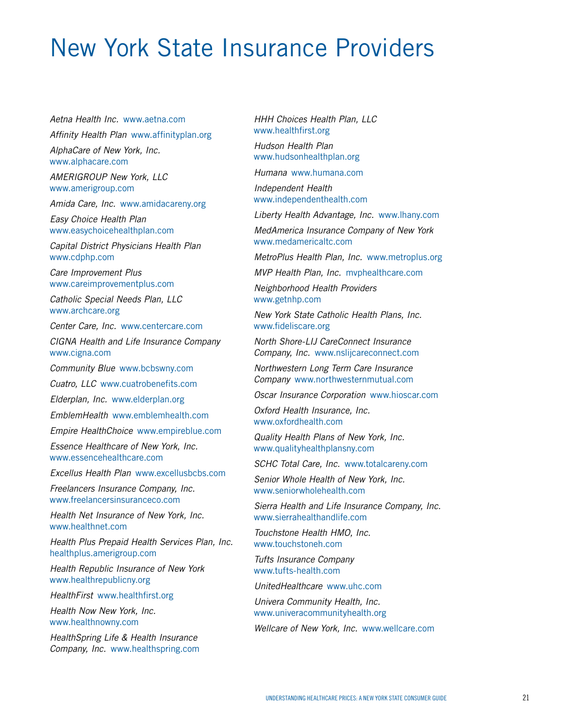# New York State Insurance Providers

*Aetna Health Inc.* www.aetna.com

*Affinity Health Plan* www.affinityplan.org

*AlphaCare of New York, Inc.* www.alphacare.com

*AMERIGROUP New York, LLC* www.amerigroup.com

*Amida Care, Inc.* www.amidacareny.org

*Easy Choice Health Plan* www.easychoicehealthplan.com

*Capital District Physicians Health Plan* www.cdphp.com

*Care Improvement Plus* www.careimprovementplus.com

*Catholic Special Needs Plan, LLC* www.archcare.org

*Center Care, Inc.* www.centercare.com

*CIGNA Health and Life Insurance Company* www.cigna.com

*Community Blue* www.bcbswny.com

*Cuatro, LLC* www.cuatrobenefits.com

*Elderplan, Inc.* www.elderplan.org

*EmblemHealth* www.emblemhealth.com

*Empire HealthChoice* www.empireblue.com

*Essence Healthcare of New York, Inc.* www.essencehealthcare.com

*Excellus Health Plan* www.excellusbcbs.com

*Freelancers Insurance Company, Inc.* www.freelancersinsuranceco.com

*Health Net Insurance of New York, Inc.* www.healthnet.com

*Health Plus Prepaid Health Services Plan, Inc.* healthplus.amerigroup.com

*Health Republic Insurance of New York* www.healthrepublicny.org

*HealthFirst* www.healthfirst.org

*Health Now New York, Inc.* www.healthnowny.com

*HealthSpring Life & Health Insurance Company, Inc.* www.healthspring.com

*HHH Choices Health Plan, LLC* www.healthfirst.org

*Hudson Health Plan* www.hudsonhealthplan.org

*Humana* www.humana.com

*Independent Health* www.independenthealth.com

*Liberty Health Advantage, Inc.* www.lhany.com

*MedAmerica Insurance Company of New York* www.medamericaltc.com

*MetroPlus Health Plan, Inc.* www.metroplus.org

*MVP Health Plan, Inc.* mvphealthcare.com

*Neighborhood Health Providers* www.getnhp.com

*New York State Catholic Health Plans, Inc.* www.fideliscare.org

*North Shore-LIJ CareConnect Insurance Company, Inc.* www.nslijcareconnect.com

*Northwestern Long Term Care Insurance Company* www.northwesternmutual.com

*Oscar Insurance Corporation* www.hioscar.com

*Oxford Health Insurance, Inc.* www.oxfordhealth.com

*Quality Health Plans of New York, Inc.* www.qualityhealthplansny.com

*SCHC Total Care, Inc.* www.totalcareny.com

*Senior Whole Health of New York, Inc.* www.seniorwholehealth.com

*Sierra Health and Life Insurance Company, Inc.* www.sierrahealthandlife.com

*Touchstone Health HMO, Inc.* www.touchstoneh.com

*Tufts Insurance Company* www.tufts-health.com

*UnitedHealthcare* www.uhc.com

*Univera Community Health, Inc.* www.univeracommunityhealth.org

*Wellcare of New York, Inc.* www.wellcare.com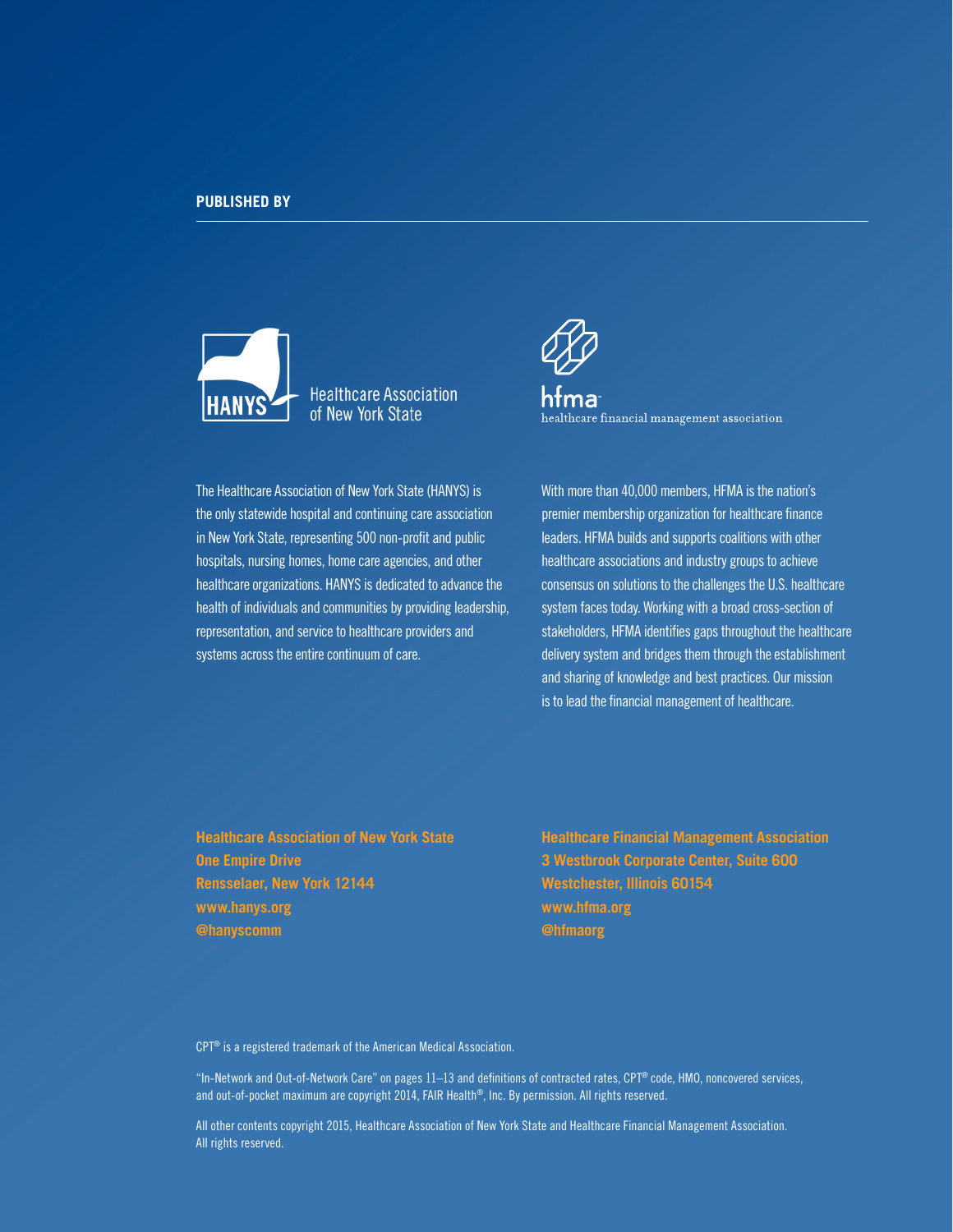**PUBLISHED BY**

Healthcare Association of New York State

The Healthcare Association of New York State (HANYS) is the only statewide hospital and continuing care association in New York State, representing 500 non-profit and public hospitals, nursing homes, home care agencies, and other healthcare organizations. HANYS is dedicated to advance the health of individuals and communities by providing leadership, representation, and service to healthcare providers and systems across the entire continuum of care.

**Healthcare Association of New York State**
**One Empire Drive**
**Rensselaer, New York 12144**
**www.hanys.org**
**@hanyscomm**

hfma healthcare financial management association

With more than 40,000 members, HFMA is the nation's premier membership organization for healthcare finance leaders. HFMA builds and supports coalitions with other healthcare associations and industry groups to achieve consensus on solutions to the challenges the U.S. healthcare system faces today. Working with a broad cross-section of stakeholders, HFMA identifies gaps throughout the healthcare delivery system and bridges them through the establishment and sharing of knowledge and best practices. Our mission is to lead the financial management of healthcare.

**Healthcare Financial Management Association**
**3 Westbrook Corporate Center, Suite 600**
**Westchester, Illinois 60154**
**www.hfma.org**
**@hfmaorg**

CPT® is a registered trademark of the American Medical Association.

"In-Network and Out-of-Network Care" on pages 11–13 and definitions of contracted rates, CPT® code, HMO, noncovered services, and out-of-pocket maximum are copyright 2014, FAIR Health®, Inc. By permission. All rights reserved.

All other contents copyright 2015, Healthcare Association of New York State and Healthcare Financial Management Association. All rights reserved.